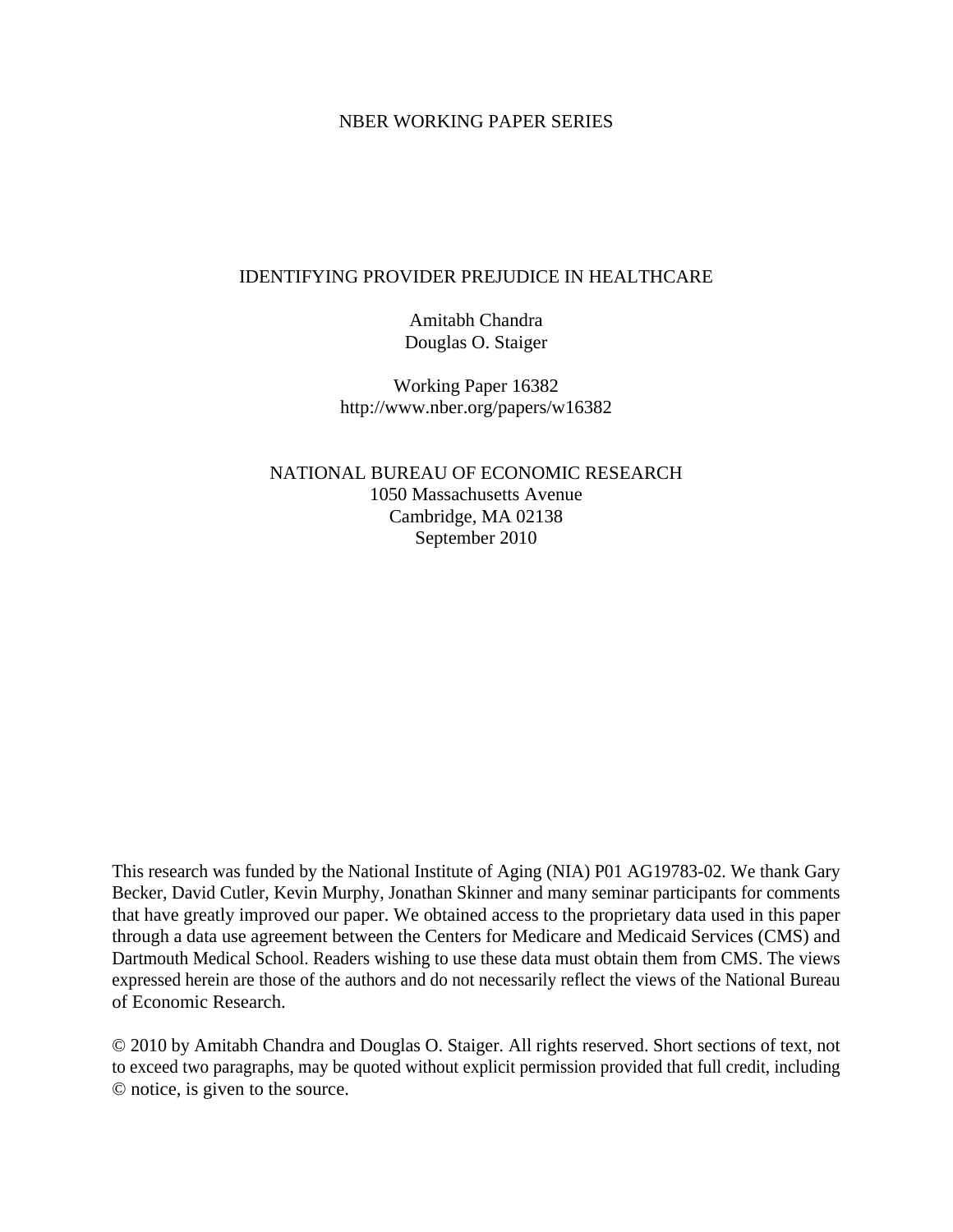NBER WORKING PAPER SERIES

# IDENTIFYING PROVIDER PREJUDICE IN HEALTHCARE

Amitabh Chandra
Douglas O. Staiger

Working Paper 16382
http://www.nber.org/papers/w16382

NATIONAL BUREAU OF ECONOMIC RESEARCH
1050 Massachusetts Avenue
Cambridge, MA 02138
September 2010

This research was funded by the National Institute of Aging (NIA) P01 AG19783-02. We thank Gary Becker, David Cutler, Kevin Murphy, Jonathan Skinner and many seminar participants for comments that have greatly improved our paper. We obtained access to the proprietary data used in this paper through a data use agreement between the Centers for Medicare and Medicaid Services (CMS) and Dartmouth Medical School. Readers wishing to use these data must obtain them from CMS. The views expressed herein are those of the authors and do not necessarily reflect the views of the National Bureau of Economic Research.

© 2010 by Amitabh Chandra and Douglas O. Staiger. All rights reserved. Short sections of text, not to exceed two paragraphs, may be quoted without explicit permission provided that full credit, including © notice, is given to the source.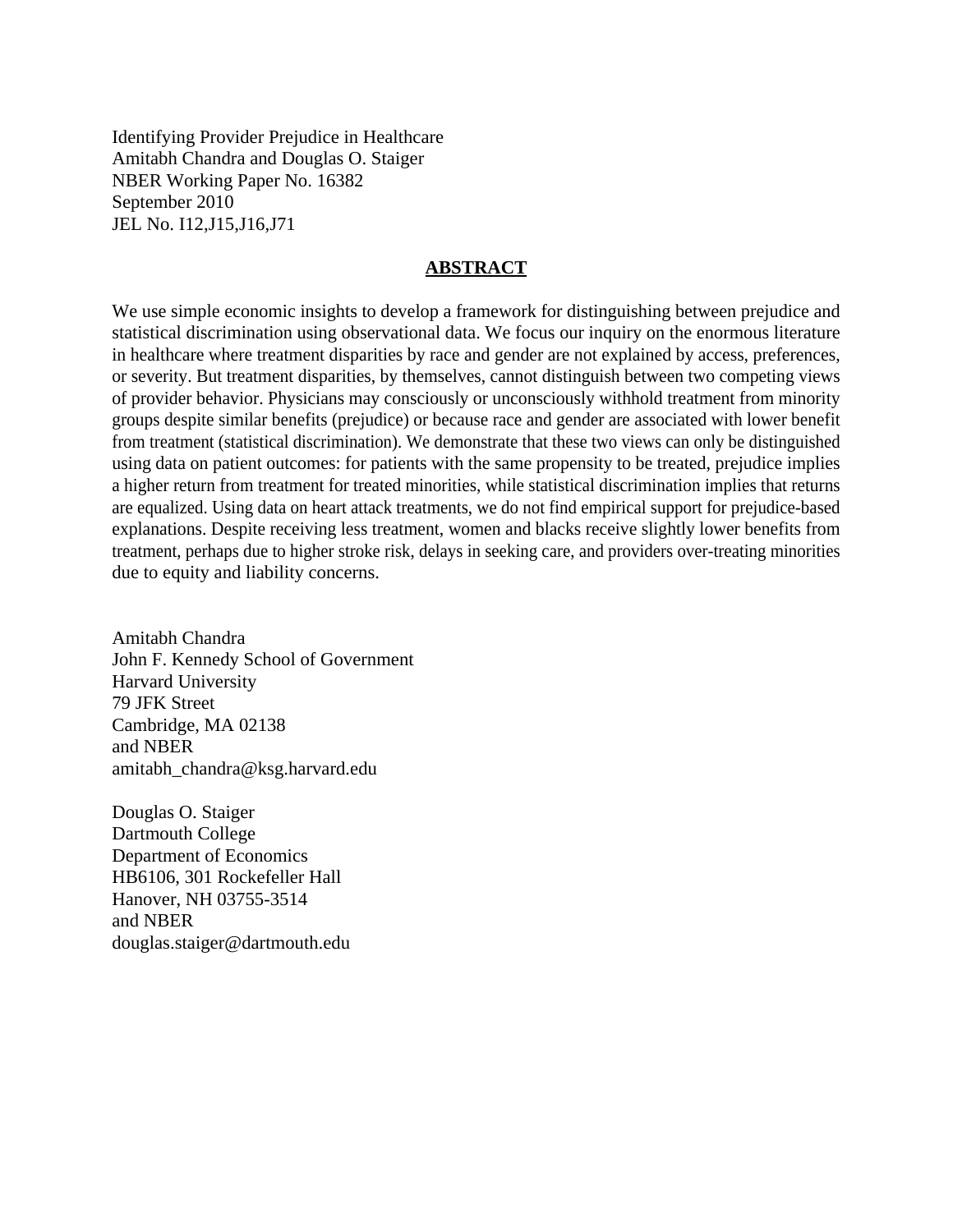Identifying Provider Prejudice in Healthcare
Amitabh Chandra and Douglas O. Staiger
NBER Working Paper No. 16382
September 2010
JEL No. I12,J15,J16,J71

## ABSTRACT

We use simple economic insights to develop a framework for distinguishing between prejudice and statistical discrimination using observational data. We focus our inquiry on the enormous literature in healthcare where treatment disparities by race and gender are not explained by access, preferences, or severity. But treatment disparities, by themselves, cannot distinguish between two competing views of provider behavior. Physicians may consciously or unconsciously withhold treatment from minority groups despite similar benefits (prejudice) or because race and gender are associated with lower benefit from treatment (statistical discrimination). We demonstrate that these two views can only be distinguished using data on patient outcomes: for patients with the same propensity to be treated, prejudice implies a higher return from treatment for treated minorities, while statistical discrimination implies that returns are equalized. Using data on heart attack treatments, we do not find empirical support for prejudice-based explanations. Despite receiving less treatment, women and blacks receive slightly lower benefits from treatment, perhaps due to higher stroke risk, delays in seeking care, and providers over-treating minorities due to equity and liability concerns.

Amitabh Chandra
John F. Kennedy School of Government
Harvard University
79 JFK Street
Cambridge, MA 02138
and NBER
amitabh_chandra@ksg.harvard.edu

Douglas O. Staiger
Dartmouth College
Department of Economics
HB6106, 301 Rockefeller Hall
Hanover, NH 03755-3514
and NBER
douglas.staiger@dartmouth.edu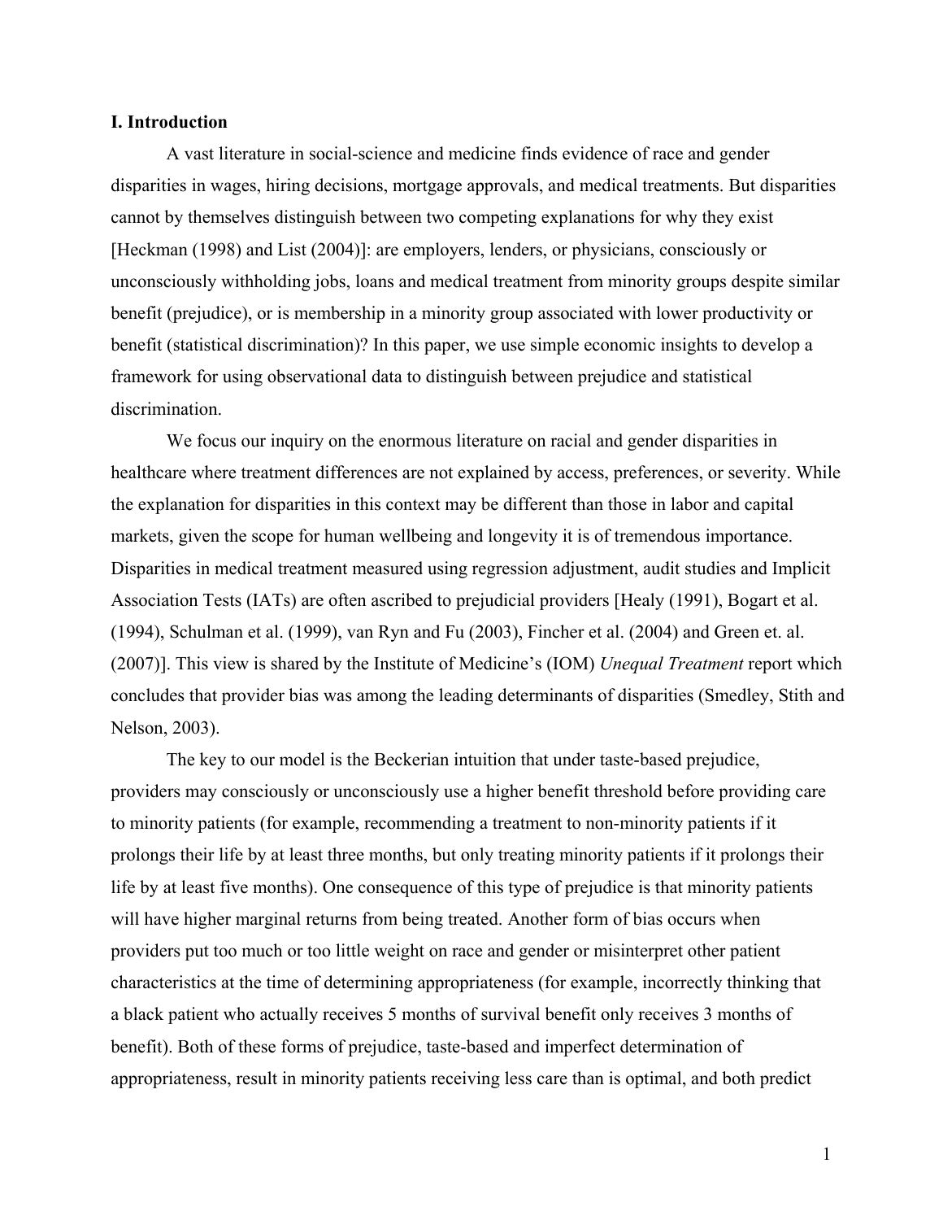## I. Introduction

A vast literature in social-science and medicine finds evidence of race and gender disparities in wages, hiring decisions, mortgage approvals, and medical treatments. But disparities cannot by themselves distinguish between two competing explanations for why they exist [Heckman (1998) and List (2004)]: are employers, lenders, or physicians, consciously or unconsciously withholding jobs, loans and medical treatment from minority groups despite similar benefit (prejudice), or is membership in a minority group associated with lower productivity or benefit (statistical discrimination)? In this paper, we use simple economic insights to develop a framework for using observational data to distinguish between prejudice and statistical discrimination.

We focus our inquiry on the enormous literature on racial and gender disparities in healthcare where treatment differences are not explained by access, preferences, or severity. While the explanation for disparities in this context may be different than those in labor and capital markets, given the scope for human wellbeing and longevity it is of tremendous importance. Disparities in medical treatment measured using regression adjustment, audit studies and Implicit Association Tests (IATs) are often ascribed to prejudicial providers [Healy (1991), Bogart et al. (1994), Schulman et al. (1999), van Ryn and Fu (2003), Fincher et al. (2004) and Green et. al. (2007)]. This view is shared by the Institute of Medicine's (IOM) *Unequal Treatment* report which concludes that provider bias was among the leading determinants of disparities (Smedley, Stith and Nelson, 2003).

The key to our model is the Beckerian intuition that under taste-based prejudice, providers may consciously or unconsciously use a higher benefit threshold before providing care to minority patients (for example, recommending a treatment to non-minority patients if it prolongs their life by at least three months, but only treating minority patients if it prolongs their life by at least five months). One consequence of this type of prejudice is that minority patients will have higher marginal returns from being treated. Another form of bias occurs when providers put too much or too little weight on race and gender or misinterpret other patient characteristics at the time of determining appropriateness (for example, incorrectly thinking that a black patient who actually receives 5 months of survival benefit only receives 3 months of benefit). Both of these forms of prejudice, taste-based and imperfect determination of appropriateness, result in minority patients receiving less care than is optimal, and both predict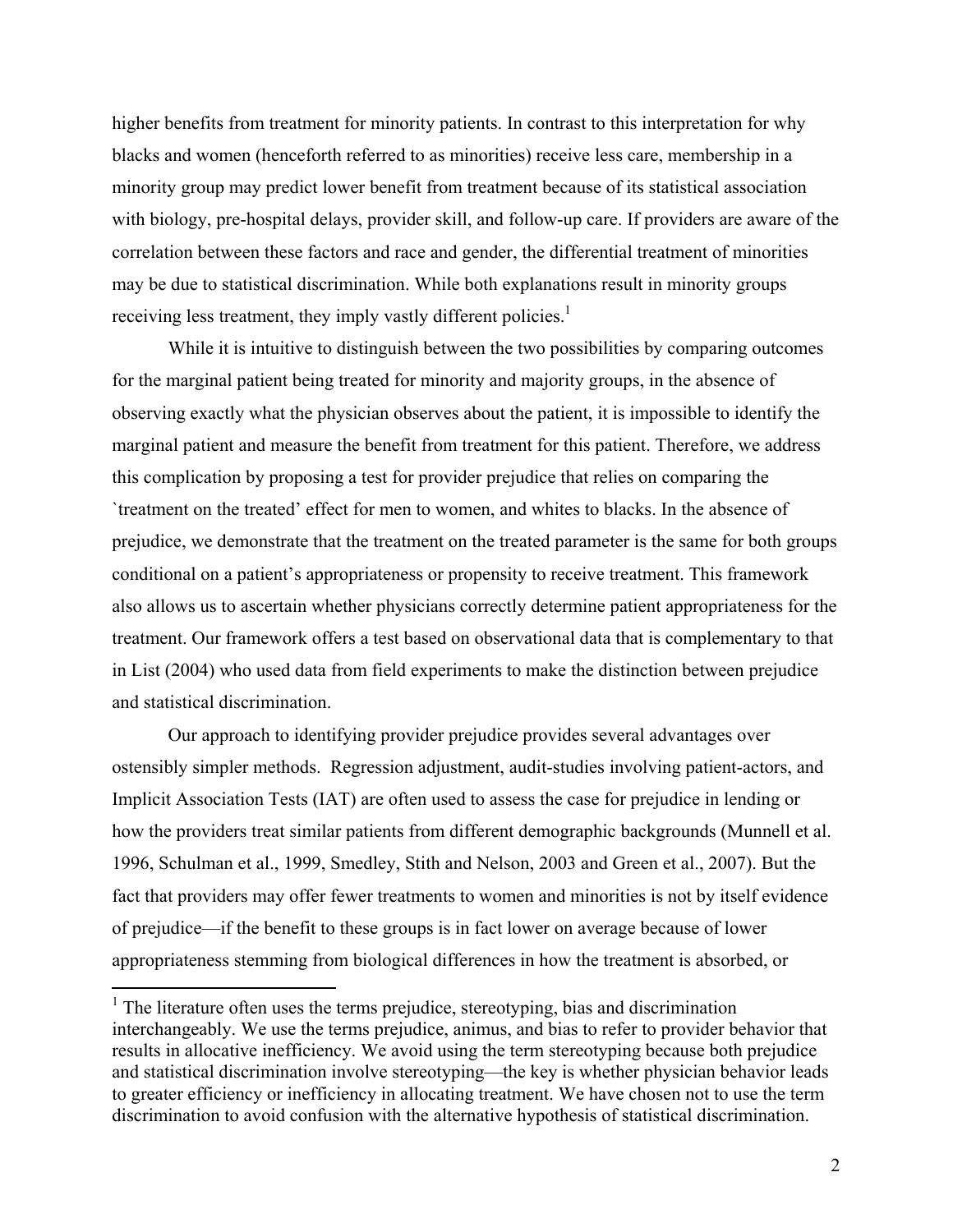higher benefits from treatment for minority patients. In contrast to this interpretation for why blacks and women (henceforth referred to as minorities) receive less care, membership in a minority group may predict lower benefit from treatment because of its statistical association with biology, pre-hospital delays, provider skill, and follow-up care. If providers are aware of the correlation between these factors and race and gender, the differential treatment of minorities may be due to statistical discrimination. While both explanations result in minority groups receiving less treatment, they imply vastly different policies.[1]

While it is intuitive to distinguish between the two possibilities by comparing outcomes for the marginal patient being treated for minority and majority groups, in the absence of observing exactly what the physician observes about the patient, it is impossible to identify the marginal patient and measure the benefit from treatment for this patient. Therefore, we address this complication by proposing a test for provider prejudice that relies on comparing the `treatment on the treated' effect for men to women, and whites to blacks. In the absence of prejudice, we demonstrate that the treatment on the treated parameter is the same for both groups conditional on a patient's appropriateness or propensity to receive treatment. This framework also allows us to ascertain whether physicians correctly determine patient appropriateness for the treatment. Our framework offers a test based on observational data that is complementary to that in List (2004) who used data from field experiments to make the distinction between prejudice and statistical discrimination.

Our approach to identifying provider prejudice provides several advantages over ostensibly simpler methods. Regression adjustment, audit-studies involving patient-actors, and Implicit Association Tests (IAT) are often used to assess the case for prejudice in lending or how the providers treat similar patients from different demographic backgrounds (Munnell et al. 1996, Schulman et al., 1999, Smedley, Stith and Nelson, 2003 and Green et al., 2007). But the fact that providers may offer fewer treatments to women and minorities is not by itself evidence of prejudice—if the benefit to these groups is in fact lower on average because of lower appropriateness stemming from biological differences in how the treatment is absorbed, or

[1] The literature often uses the terms prejudice, stereotyping, bias and discrimination interchangeably. We use the terms prejudice, animus, and bias to refer to provider behavior that results in allocative inefficiency. We avoid using the term stereotyping because both prejudice and statistical discrimination involve stereotyping—the key is whether physician behavior leads to greater efficiency or inefficiency in allocating treatment. We have chosen not to use the term discrimination to avoid confusion with the alternative hypothesis of statistical discrimination.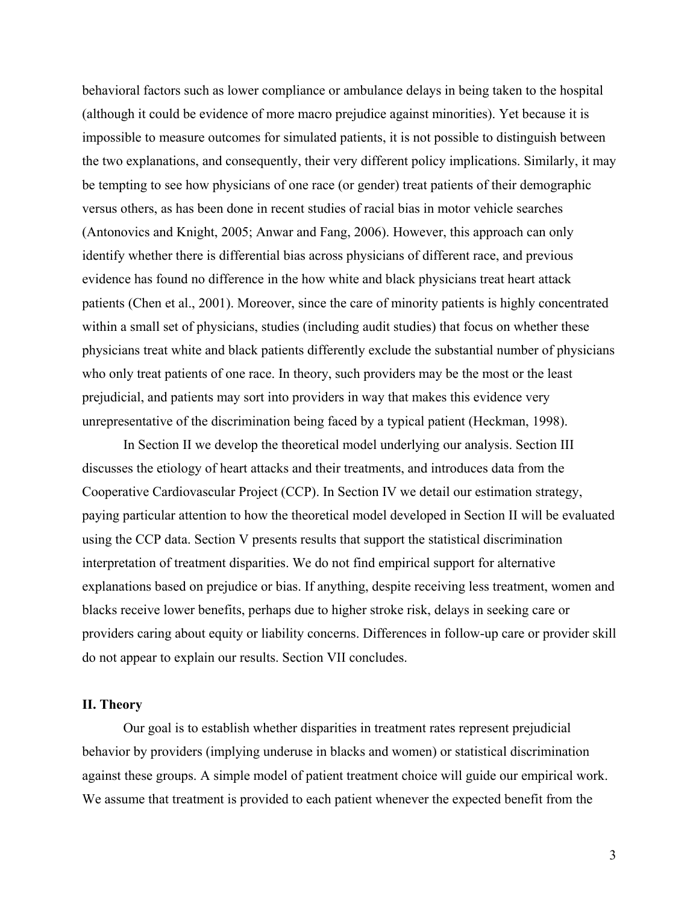behavioral factors such as lower compliance or ambulance delays in being taken to the hospital (although it could be evidence of more macro prejudice against minorities). Yet because it is impossible to measure outcomes for simulated patients, it is not possible to distinguish between the two explanations, and consequently, their very different policy implications. Similarly, it may be tempting to see how physicians of one race (or gender) treat patients of their demographic versus others, as has been done in recent studies of racial bias in motor vehicle searches (Antonovics and Knight, 2005; Anwar and Fang, 2006). However, this approach can only identify whether there is differential bias across physicians of different race, and previous evidence has found no difference in the how white and black physicians treat heart attack patients (Chen et al., 2001). Moreover, since the care of minority patients is highly concentrated within a small set of physicians, studies (including audit studies) that focus on whether these physicians treat white and black patients differently exclude the substantial number of physicians who only treat patients of one race. In theory, such providers may be the most or the least prejudicial, and patients may sort into providers in way that makes this evidence very unrepresentative of the discrimination being faced by a typical patient (Heckman, 1998).

In Section II we develop the theoretical model underlying our analysis. Section III discusses the etiology of heart attacks and their treatments, and introduces data from the Cooperative Cardiovascular Project (CCP). In Section IV we detail our estimation strategy, paying particular attention to how the theoretical model developed in Section II will be evaluated using the CCP data. Section V presents results that support the statistical discrimination interpretation of treatment disparities. We do not find empirical support for alternative explanations based on prejudice or bias. If anything, despite receiving less treatment, women and blacks receive lower benefits, perhaps due to higher stroke risk, delays in seeking care or providers caring about equity or liability concerns. Differences in follow-up care or provider skill do not appear to explain our results. Section VII concludes.

## II. Theory

Our goal is to establish whether disparities in treatment rates represent prejudicial behavior by providers (implying underuse in blacks and women) or statistical discrimination against these groups. A simple model of patient treatment choice will guide our empirical work. We assume that treatment is provided to each patient whenever the expected benefit from the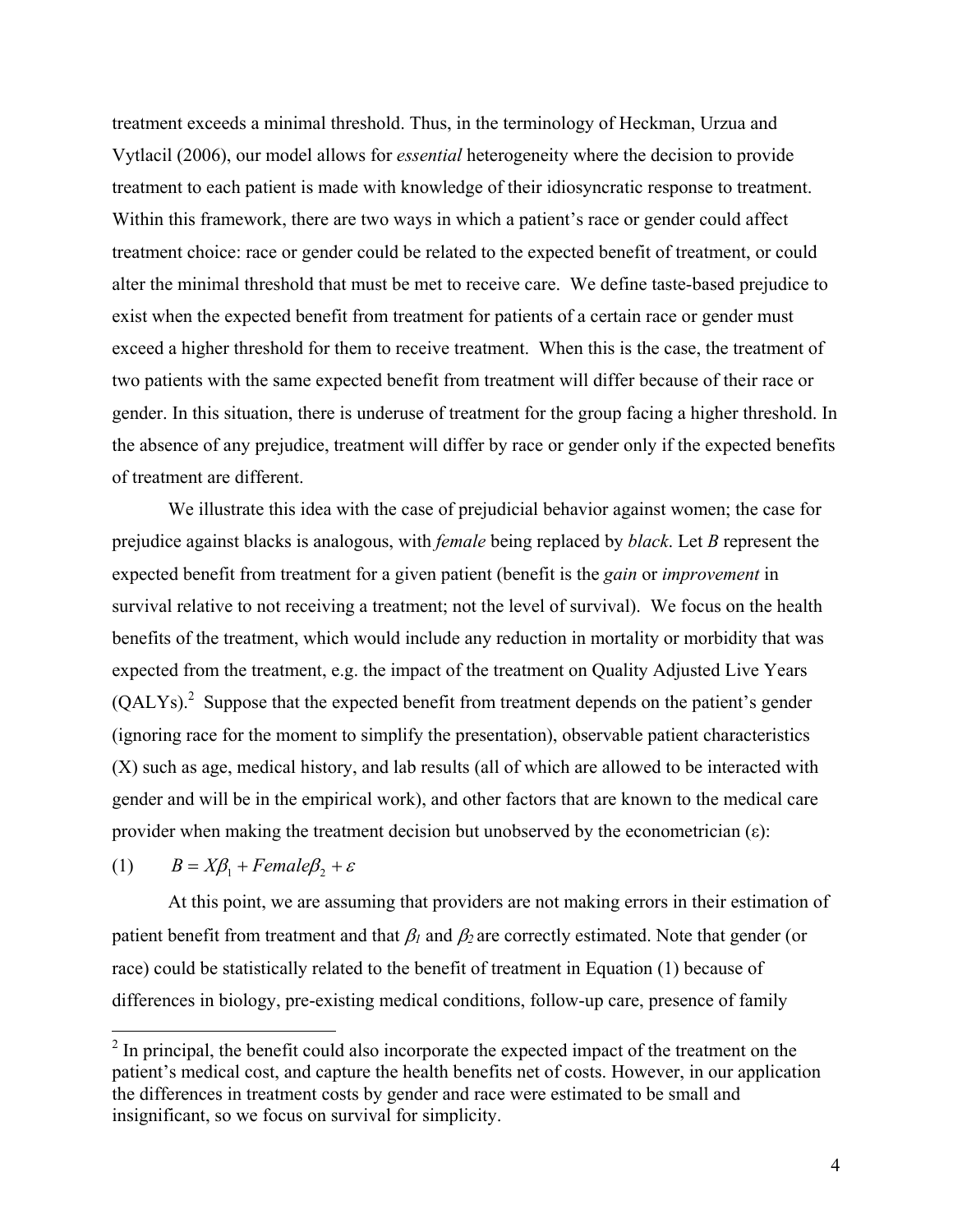treatment exceeds a minimal threshold. Thus, in the terminology of Heckman, Urzua and Vytlacil (2006), our model allows for *essential* heterogeneity where the decision to provide treatment to each patient is made with knowledge of their idiosyncratic response to treatment. Within this framework, there are two ways in which a patient's race or gender could affect treatment choice: race or gender could be related to the expected benefit of treatment, or could alter the minimal threshold that must be met to receive care. We define taste-based prejudice to exist when the expected benefit from treatment for patients of a certain race or gender must exceed a higher threshold for them to receive treatment. When this is the case, the treatment of two patients with the same expected benefit from treatment will differ because of their race or gender. In this situation, there is underuse of treatment for the group facing a higher threshold. In the absence of any prejudice, treatment will differ by race or gender only if the expected benefits of treatment are different.

We illustrate this idea with the case of prejudicial behavior against women; the case for prejudice against blacks is analogous, with *female* being replaced by *black*. Let $B$ represent the expected benefit from treatment for a given patient (benefit is the *gain* or *improvement* in survival relative to not receiving a treatment; not the level of survival). We focus on the health benefits of the treatment, which would include any reduction in mortality or morbidity that was expected from the treatment, e.g. the impact of the treatment on Quality Adjusted Live Years (QALYs).[2] Suppose that the expected benefit from treatment depends on the patient's gender (ignoring race for the moment to simplify the presentation), observable patient characteristics (X) such as age, medical history, and lab results (all of which are allowed to be interacted with gender and will be in the empirical work), and other factors that are known to the medical care provider when making the treatment decision but unobserved by the econometrician ($\varepsilon$):

$$(1) \qquad B = X\beta_1 + Female\beta_2 + \varepsilon$$

At this point, we are assuming that providers are not making errors in their estimation of patient benefit from treatment and that $\beta_1$ and $\beta_2$ are correctly estimated. Note that gender (or race) could be statistically related to the benefit of treatment in Equation (1) because of differences in biology, pre-existing medical conditions, follow-up care, presence of family

[2] In principal, the benefit could also incorporate the expected impact of the treatment on the patient's medical cost, and capture the health benefits net of costs. However, in our application the differences in treatment costs by gender and race were estimated to be small and insignificant, so we focus on survival for simplicity.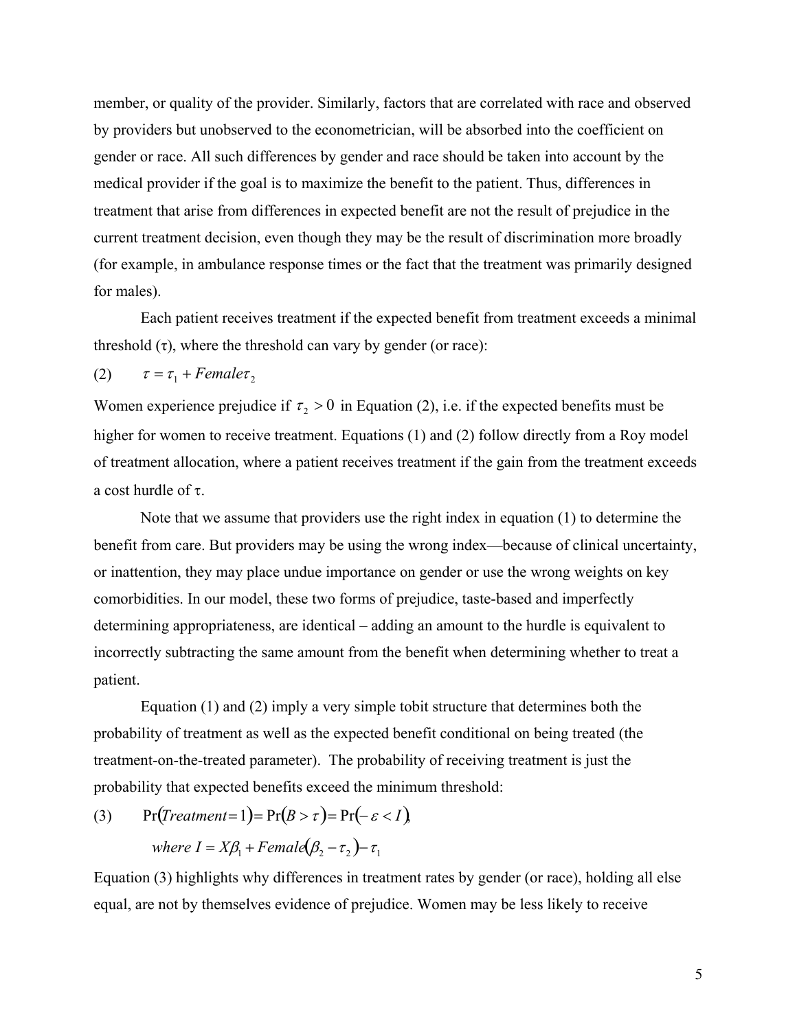member, or quality of the provider. Similarly, factors that are correlated with race and observed by providers but unobserved to the econometrician, will be absorbed into the coefficient on gender or race. All such differences by gender and race should be taken into account by the medical provider if the goal is to maximize the benefit to the patient. Thus, differences in treatment that arise from differences in expected benefit are not the result of prejudice in the current treatment decision, even though they may be the result of discrimination more broadly (for example, in ambulance response times or the fact that the treatment was primarily designed for males).

Each patient receives treatment if the expected benefit from treatment exceeds a minimal threshold ($\tau$), where the threshold can vary by gender (or race):

$$(2) \qquad \tau = \tau_1 + Female\tau_2$$

Women experience prejudice if $\tau_2 > 0$ in Equation (2), i.e. if the expected benefits must be higher for women to receive treatment. Equations (1) and (2) follow directly from a Roy model of treatment allocation, where a patient receives treatment if the gain from the treatment exceeds a cost hurdle of $\tau$.

Note that we assume that providers use the right index in equation (1) to determine the benefit from care. But providers may be using the wrong index—because of clinical uncertainty, or inattention, they may place undue importance on gender or use the wrong weights on key comorbidities. In our model, these two forms of prejudice, taste-based and imperfectly determining appropriateness, are identical – adding an amount to the hurdle is equivalent to incorrectly subtracting the same amount from the benefit when determining whether to treat a patient.

Equation (1) and (2) imply a very simple tobit structure that determines both the probability of treatment as well as the expected benefit conditional on being treated (the treatment-on-the-treated parameter). The probability of receiving treatment is just the probability that expected benefits exceed the minimum threshold:

$$(3) \qquad \Pr(Treatment = 1) = \Pr(B > \tau) = \Pr(-\varepsilon < I),$$

$$where\ I = X\beta_1 + Female(\beta_2 - \tau_2) - \tau_1$$

Equation (3) highlights why differences in treatment rates by gender (or race), holding all else equal, are not by themselves evidence of prejudice. Women may be less likely to receive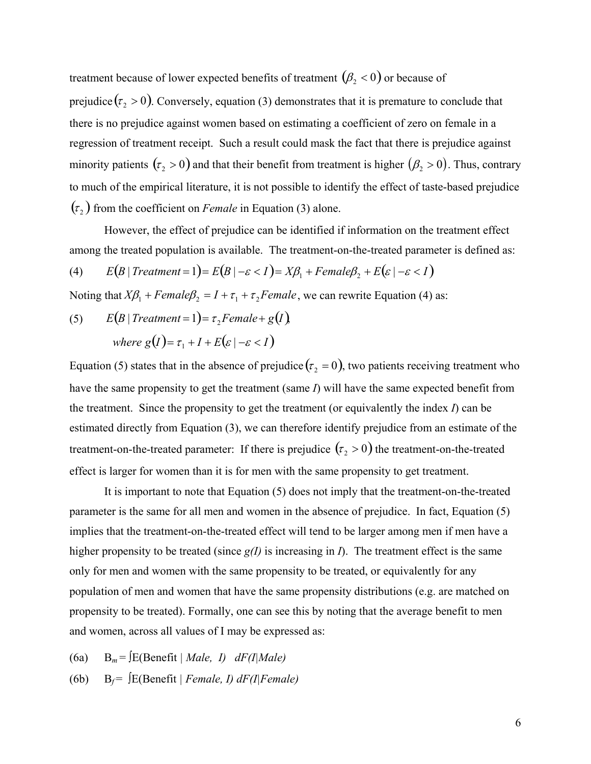treatment because of lower expected benefits of treatment $(\beta_2 < 0)$ or because of prejudice $(\tau_2 > 0)$. Conversely, equation (3) demonstrates that it is premature to conclude that there is no prejudice against women based on estimating a coefficient of zero on female in a regression of treatment receipt. Such a result could mask the fact that there is prejudice against minority patients $(\tau_2 > 0)$ and that their benefit from treatment is higher $(\beta_2 > 0)$. Thus, contrary to much of the empirical literature, it is not possible to identify the effect of taste-based prejudice $(\tau_2)$ from the coefficient on *Female* in Equation (3) alone.

However, the effect of prejudice can be identified if information on the treatment effect among the treated population is available. The treatment-on-the-treated parameter is defined as:

$$(4) \qquad E(B \mid Treatment = 1) = E(B \mid -\varepsilon < I) = X\beta_1 + Female\beta_2 + E(\varepsilon \mid -\varepsilon < I)$$

Noting that $X\beta_1 + Female\beta_2 = I + \tau_1 + \tau_2 Female$, we can rewrite Equation (4) as:

$$(5) \qquad E(B \mid Treatment = 1) = \tau_2 Female + g(I),$$

$$where\ g(I) = \tau_1 + I + E(\varepsilon \mid -\varepsilon < I)$$

Equation (5) states that in the absence of prejudice $(\tau_2 = 0)$, two patients receiving treatment who have the same propensity to get the treatment (same *I*) will have the same expected benefit from the treatment. Since the propensity to get the treatment (or equivalently the index *I*) can be estimated directly from Equation (3), we can therefore identify prejudice from an estimate of the treatment-on-the-treated parameter: If there is prejudice $(\tau_2 > 0)$ the treatment-on-the-treated effect is larger for women than it is for men with the same propensity to get treatment.

It is important to note that Equation (5) does not imply that the treatment-on-the-treated parameter is the same for all men and women in the absence of prejudice. In fact, Equation (5) implies that the treatment-on-the-treated effect will tend to be larger among men if men have a higher propensity to be treated (since *g(I)* is increasing in *I*). The treatment effect is the same only for men and women with the same propensity to be treated, or equivalently for any population of men and women that have the same propensity distributions (e.g. are matched on propensity to be treated). Formally, one can see this by noting that the average benefit to men and women, across all values of I may be expressed as:

$$(6a) \qquad B_m = \int E(\text{Benefit} \mid Male,\ I) \quad dF(I \mid Male)$$

$$(6b) \qquad B_f = \int E(\text{Benefit} \mid Female,\ I)\ dF(I \mid Female)$$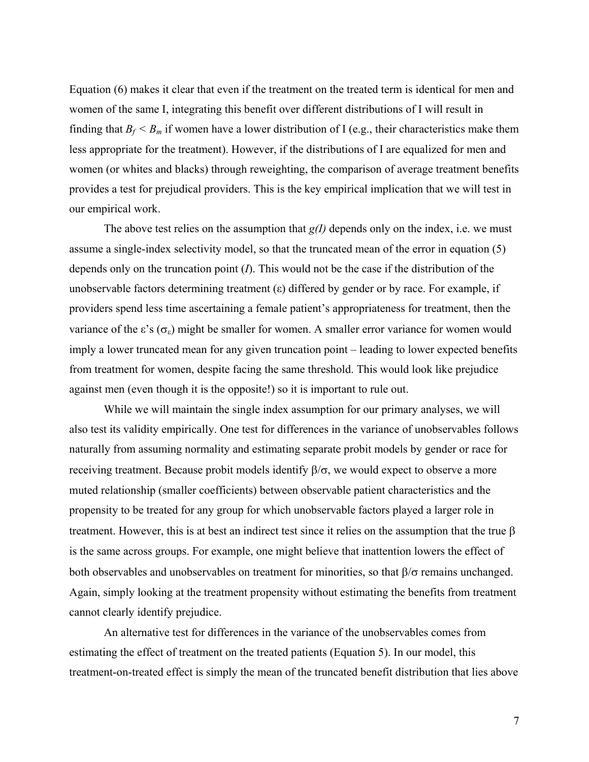Equation (6) makes it clear that even if the treatment on the treated term is identical for men and women of the same I, integrating this benefit over different distributions of I will result in finding that $B_f < B_m$ if women have a lower distribution of I (e.g., their characteristics make them less appropriate for the treatment). However, if the distributions of I are equalized for men and women (or whites and blacks) through reweighting, the comparison of average treatment benefits provides a test for prejudical providers. This is the key empirical implication that we will test in our empirical work.

The above test relies on the assumption that $g(I)$ depends only on the index, i.e. we must assume a single-index selectivity model, so that the truncated mean of the error in equation (5) depends only on the truncation point ($I$). This would not be the case if the distribution of the unobservable factors determining treatment ($\varepsilon$) differed by gender or by race. For example, if providers spend less time ascertaining a female patient's appropriateness for treatment, then the variance of the $\varepsilon$'s ($\sigma_\varepsilon$) might be smaller for women. A smaller error variance for women would imply a lower truncated mean for any given truncation point – leading to lower expected benefits from treatment for women, despite facing the same threshold. This would look like prejudice against men (even though it is the opposite!) so it is important to rule out.

While we will maintain the single index assumption for our primary analyses, we will also test its validity empirically. One test for differences in the variance of unobservables follows naturally from assuming normality and estimating separate probit models by gender or race for receiving treatment. Because probit models identify $\beta/\sigma$, we would expect to observe a more muted relationship (smaller coefficients) between observable patient characteristics and the propensity to be treated for any group for which unobservable factors played a larger role in treatment. However, this is at best an indirect test since it relies on the assumption that the true $\beta$ is the same across groups. For example, one might believe that inattention lowers the effect of both observables and unobservables on treatment for minorities, so that $\beta/\sigma$ remains unchanged. Again, simply looking at the treatment propensity without estimating the benefits from treatment cannot clearly identify prejudice.

An alternative test for differences in the variance of the unobservables comes from estimating the effect of treatment on the treated patients (Equation 5). In our model, this treatment-on-treated effect is simply the mean of the truncated benefit distribution that lies above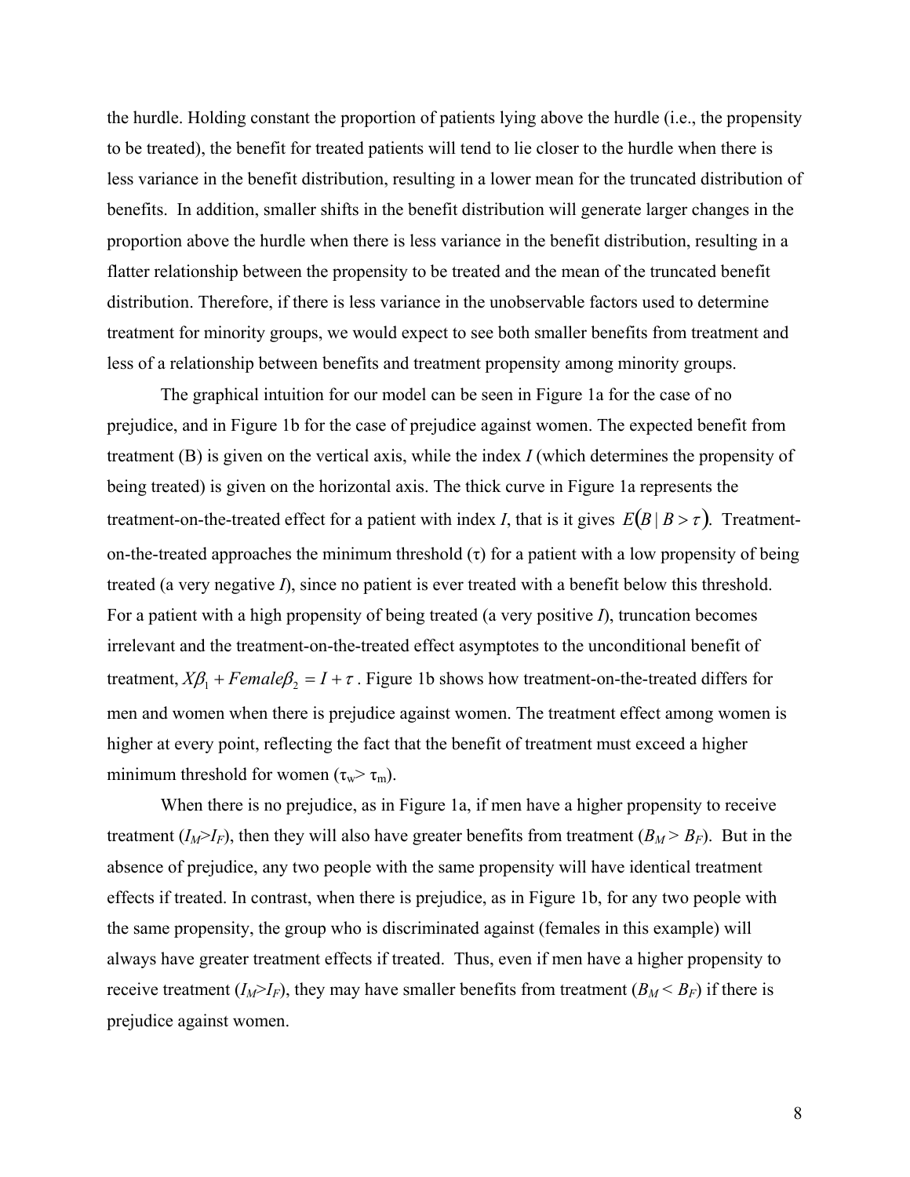the hurdle. Holding constant the proportion of patients lying above the hurdle (i.e., the propensity to be treated), the benefit for treated patients will tend to lie closer to the hurdle when there is less variance in the benefit distribution, resulting in a lower mean for the truncated distribution of benefits. In addition, smaller shifts in the benefit distribution will generate larger changes in the proportion above the hurdle when there is less variance in the benefit distribution, resulting in a flatter relationship between the propensity to be treated and the mean of the truncated benefit distribution. Therefore, if there is less variance in the unobservable factors used to determine treatment for minority groups, we would expect to see both smaller benefits from treatment and less of a relationship between benefits and treatment propensity among minority groups.

The graphical intuition for our model can be seen in Figure 1a for the case of no prejudice, and in Figure 1b for the case of prejudice against women. The expected benefit from treatment (B) is given on the vertical axis, while the index $I$ (which determines the propensity of being treated) is given on the horizontal axis. The thick curve in Figure 1a represents the treatment-on-the-treated effect for a patient with index $I$, that is it gives $E(B \mid B > \tau)$. Treatment-on-the-treated approaches the minimum threshold ($\tau$) for a patient with a low propensity of being treated (a very negative $I$), since no patient is ever treated with a benefit below this threshold. For a patient with a high propensity of being treated (a very positive $I$), truncation becomes irrelevant and the treatment-on-the-treated effect asymptotes to the unconditional benefit of treatment, $X\beta_1 + Female\beta_2 = I + \tau$. Figure 1b shows how treatment-on-the-treated differs for men and women when there is prejudice against women. The treatment effect among women is higher at every point, reflecting the fact that the benefit of treatment must exceed a higher minimum threshold for women ($\tau_w > \tau_m$).

When there is no prejudice, as in Figure 1a, if men have a higher propensity to receive treatment ($I_M > I_F$), then they will also have greater benefits from treatment ($B_M > B_F$). But in the absence of prejudice, any two people with the same propensity will have identical treatment effects if treated. In contrast, when there is prejudice, as in Figure 1b, for any two people with the same propensity, the group who is discriminated against (females in this example) will always have greater treatment effects if treated. Thus, even if men have a higher propensity to receive treatment ($I_M > I_F$), they may have smaller benefits from treatment ($B_M < B_F$) if there is prejudice against women.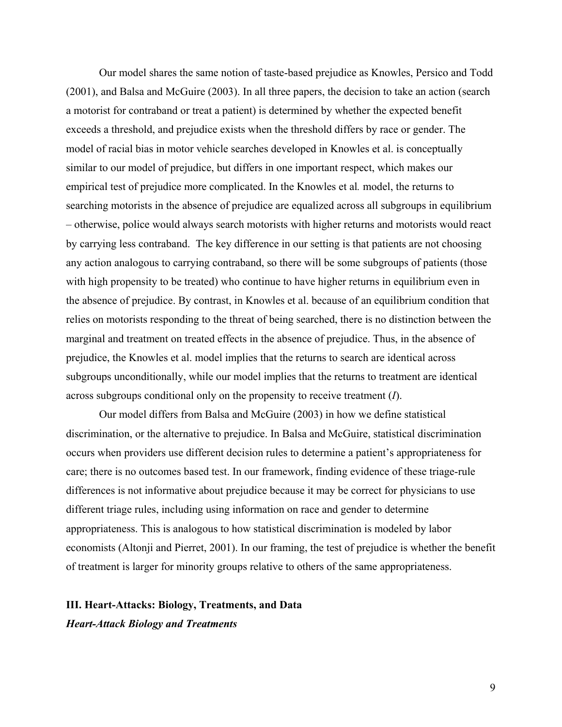Our model shares the same notion of taste-based prejudice as Knowles, Persico and Todd (2001), and Balsa and McGuire (2003). In all three papers, the decision to take an action (search a motorist for contraband or treat a patient) is determined by whether the expected benefit exceeds a threshold, and prejudice exists when the threshold differs by race or gender. The model of racial bias in motor vehicle searches developed in Knowles et al. is conceptually similar to our model of prejudice, but differs in one important respect, which makes our empirical test of prejudice more complicated. In the Knowles et al*.* model, the returns to searching motorists in the absence of prejudice are equalized across all subgroups in equilibrium – otherwise, police would always search motorists with higher returns and motorists would react by carrying less contraband. The key difference in our setting is that patients are not choosing any action analogous to carrying contraband, so there will be some subgroups of patients (those with high propensity to be treated) who continue to have higher returns in equilibrium even in the absence of prejudice. By contrast, in Knowles et al. because of an equilibrium condition that relies on motorists responding to the threat of being searched, there is no distinction between the marginal and treatment on treated effects in the absence of prejudice. Thus, in the absence of prejudice, the Knowles et al. model implies that the returns to search are identical across subgroups unconditionally, while our model implies that the returns to treatment are identical across subgroups conditional only on the propensity to receive treatment ($I$).

Our model differs from Balsa and McGuire (2003) in how we define statistical discrimination, or the alternative to prejudice. In Balsa and McGuire, statistical discrimination occurs when providers use different decision rules to determine a patient's appropriateness for care; there is no outcomes based test. In our framework, finding evidence of these triage-rule differences is not informative about prejudice because it may be correct for physicians to use different triage rules, including using information on race and gender to determine appropriateness. This is analogous to how statistical discrimination is modeled by labor economists (Altonji and Pierret, 2001). In our framing, the test of prejudice is whether the benefit of treatment is larger for minority groups relative to others of the same appropriateness.

## III. Heart-Attacks: Biology, Treatments, and Data

### *Heart-Attack Biology and Treatments*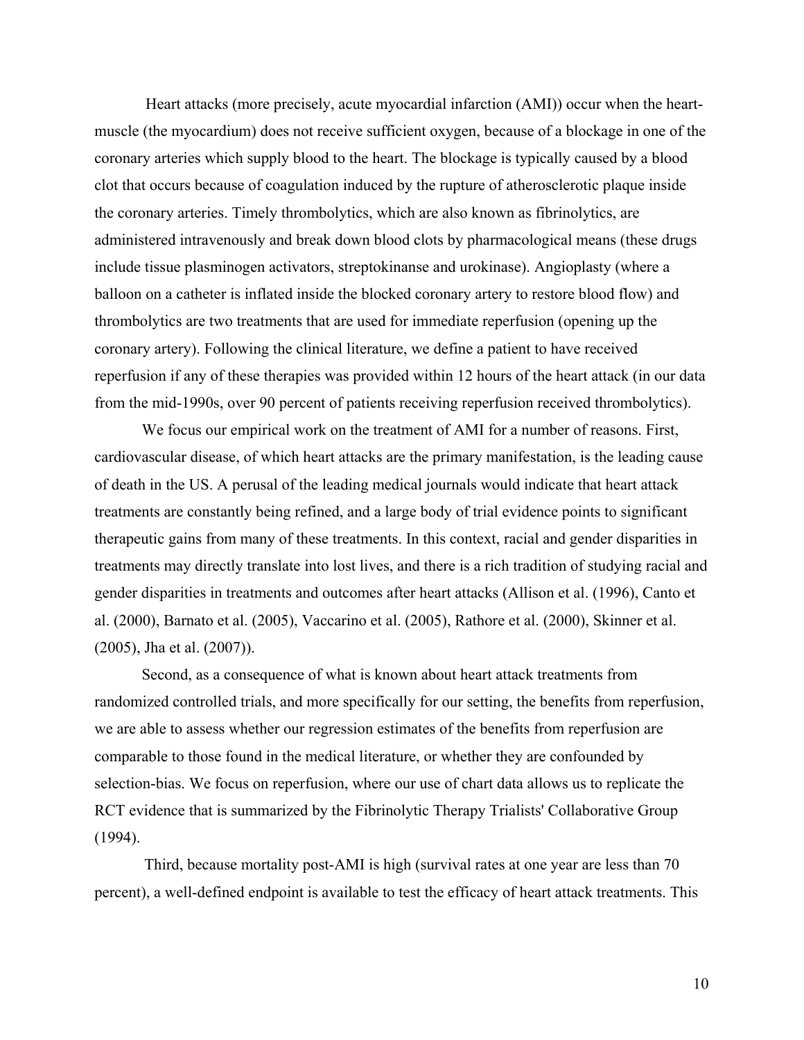Heart attacks (more precisely, acute myocardial infarction (AMI)) occur when the heart-muscle (the myocardium) does not receive sufficient oxygen, because of a blockage in one of the coronary arteries which supply blood to the heart. The blockage is typically caused by a blood clot that occurs because of coagulation induced by the rupture of atherosclerotic plaque inside the coronary arteries. Timely thrombolytics, which are also known as fibrinolytics, are administered intravenously and break down blood clots by pharmacological means (these drugs include tissue plasminogen activators, streptokinanse and urokinase). Angioplasty (where a balloon on a catheter is inflated inside the blocked coronary artery to restore blood flow) and thrombolytics are two treatments that are used for immediate reperfusion (opening up the coronary artery). Following the clinical literature, we define a patient to have received reperfusion if any of these therapies was provided within 12 hours of the heart attack (in our data from the mid-1990s, over 90 percent of patients receiving reperfusion received thrombolytics).

We focus our empirical work on the treatment of AMI for a number of reasons. First, cardiovascular disease, of which heart attacks are the primary manifestation, is the leading cause of death in the US. A perusal of the leading medical journals would indicate that heart attack treatments are constantly being refined, and a large body of trial evidence points to significant therapeutic gains from many of these treatments. In this context, racial and gender disparities in treatments may directly translate into lost lives, and there is a rich tradition of studying racial and gender disparities in treatments and outcomes after heart attacks (Allison et al. (1996), Canto et al. (2000), Barnato et al. (2005), Vaccarino et al. (2005), Rathore et al. (2000), Skinner et al. (2005), Jha et al. (2007)).

Second, as a consequence of what is known about heart attack treatments from randomized controlled trials, and more specifically for our setting, the benefits from reperfusion, we are able to assess whether our regression estimates of the benefits from reperfusion are comparable to those found in the medical literature, or whether they are confounded by selection-bias. We focus on reperfusion, where our use of chart data allows us to replicate the RCT evidence that is summarized by the Fibrinolytic Therapy Trialists' Collaborative Group (1994).

Third, because mortality post-AMI is high (survival rates at one year are less than 70 percent), a well-defined endpoint is available to test the efficacy of heart attack treatments. This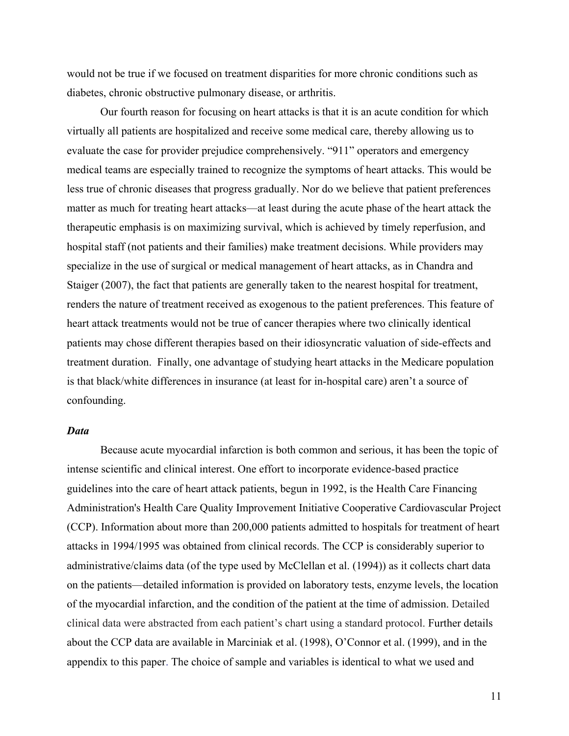would not be true if we focused on treatment disparities for more chronic conditions such as diabetes, chronic obstructive pulmonary disease, or arthritis.

Our fourth reason for focusing on heart attacks is that it is an acute condition for which virtually all patients are hospitalized and receive some medical care, thereby allowing us to evaluate the case for provider prejudice comprehensively. "911" operators and emergency medical teams are especially trained to recognize the symptoms of heart attacks. This would be less true of chronic diseases that progress gradually. Nor do we believe that patient preferences matter as much for treating heart attacks—at least during the acute phase of the heart attack the therapeutic emphasis is on maximizing survival, which is achieved by timely reperfusion, and hospital staff (not patients and their families) make treatment decisions. While providers may specialize in the use of surgical or medical management of heart attacks, as in Chandra and Staiger (2007), the fact that patients are generally taken to the nearest hospital for treatment, renders the nature of treatment received as exogenous to the patient preferences. This feature of heart attack treatments would not be true of cancer therapies where two clinically identical patients may chose different therapies based on their idiosyncratic valuation of side-effects and treatment duration. Finally, one advantage of studying heart attacks in the Medicare population is that black/white differences in insurance (at least for in-hospital care) aren't a source of confounding.

***Data***

Because acute myocardial infarction is both common and serious, it has been the topic of intense scientific and clinical interest. One effort to incorporate evidence-based practice guidelines into the care of heart attack patients, begun in 1992, is the Health Care Financing Administration's Health Care Quality Improvement Initiative Cooperative Cardiovascular Project (CCP). Information about more than 200,000 patients admitted to hospitals for treatment of heart attacks in 1994/1995 was obtained from clinical records. The CCP is considerably superior to administrative/claims data (of the type used by McClellan et al. (1994)) as it collects chart data on the patients—detailed information is provided on laboratory tests, enzyme levels, the location of the myocardial infarction, and the condition of the patient at the time of admission. Detailed clinical data were abstracted from each patient's chart using a standard protocol. Further details about the CCP data are available in Marciniak et al. (1998), O'Connor et al. (1999), and in the appendix to this paper. The choice of sample and variables is identical to what we used and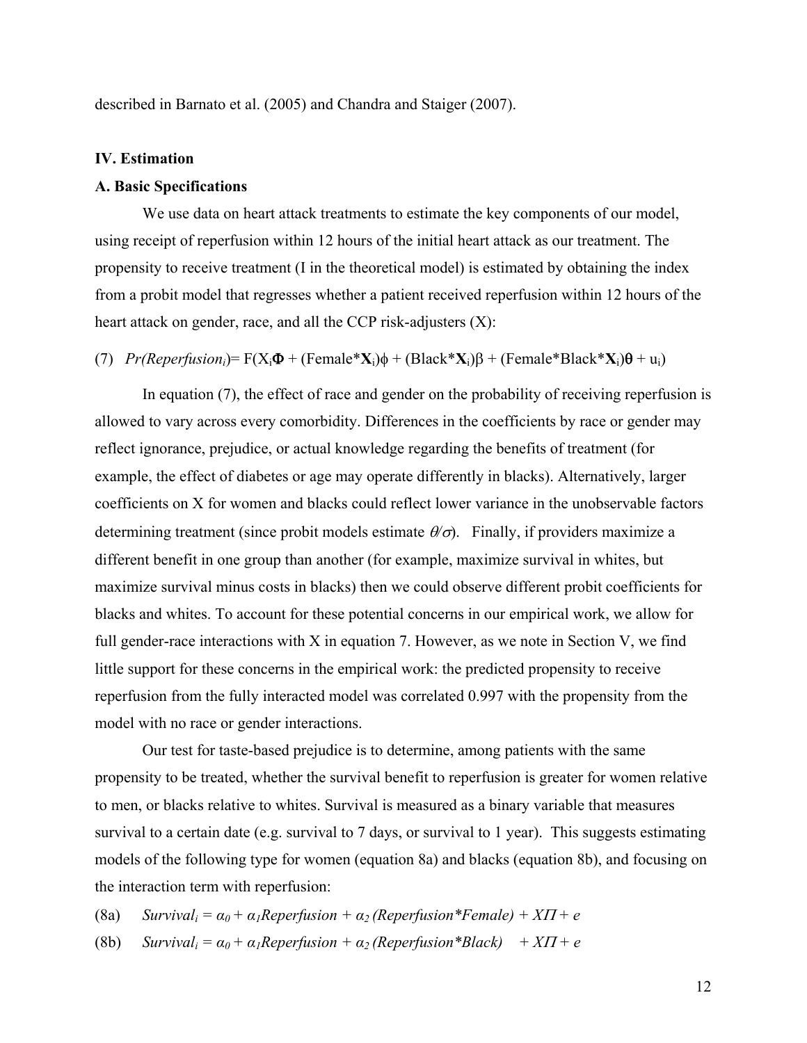described in Barnato et al. (2005) and Chandra and Staiger (2007).

## IV. Estimation

### A. Basic Specifications

We use data on heart attack treatments to estimate the key components of our model, using receipt of reperfusion within 12 hours of the initial heart attack as our treatment. The propensity to receive treatment (I in the theoretical model) is estimated by obtaining the index from a probit model that regresses whether a patient received reperfusion within 12 hours of the heart attack on gender, race, and all the CCP risk-adjusters (X):

$$(7) \quad Pr(Reperfusion_i) = F(X_i\mathbf{\Phi} + (Female*\mathbf{X}_i)\phi + (Black*\mathbf{X}_i)\beta + (Female*Black*\mathbf{X}_i)\boldsymbol{\theta} + u_i)$$

In equation (7), the effect of race and gender on the probability of receiving reperfusion is allowed to vary across every comorbidity. Differences in the coefficients by race or gender may reflect ignorance, prejudice, or actual knowledge regarding the benefits of treatment (for example, the effect of diabetes or age may operate differently in blacks). Alternatively, larger coefficients on X for women and blacks could reflect lower variance in the unobservable factors determining treatment (since probit models estimate $\theta/\sigma$). Finally, if providers maximize a different benefit in one group than another (for example, maximize survival in whites, but maximize survival minus costs in blacks) then we could observe different probit coefficients for blacks and whites. To account for these potential concerns in our empirical work, we allow for full gender-race interactions with X in equation 7. However, as we note in Section V, we find little support for these concerns in the empirical work: the predicted propensity to receive reperfusion from the fully interacted model was correlated 0.997 with the propensity from the model with no race or gender interactions.

Our test for taste-based prejudice is to determine, among patients with the same propensity to be treated, whether the survival benefit to reperfusion is greater for women relative to men, or blacks relative to whites. Survival is measured as a binary variable that measures survival to a certain date (e.g. survival to 7 days, or survival to 1 year). This suggests estimating models of the following type for women (equation 8a) and blacks (equation 8b), and focusing on the interaction term with reperfusion:

$$(8a) \quad Survival_i = \alpha_0 + \alpha_1 Reperfusion + \alpha_2 (Reperfusion*Female) + X\Pi + e$$

$$(8b) \quad Survival_i = \alpha_0 + \alpha_1 Reperfusion + \alpha_2 (Reperfusion*Black) + X\Pi + e$$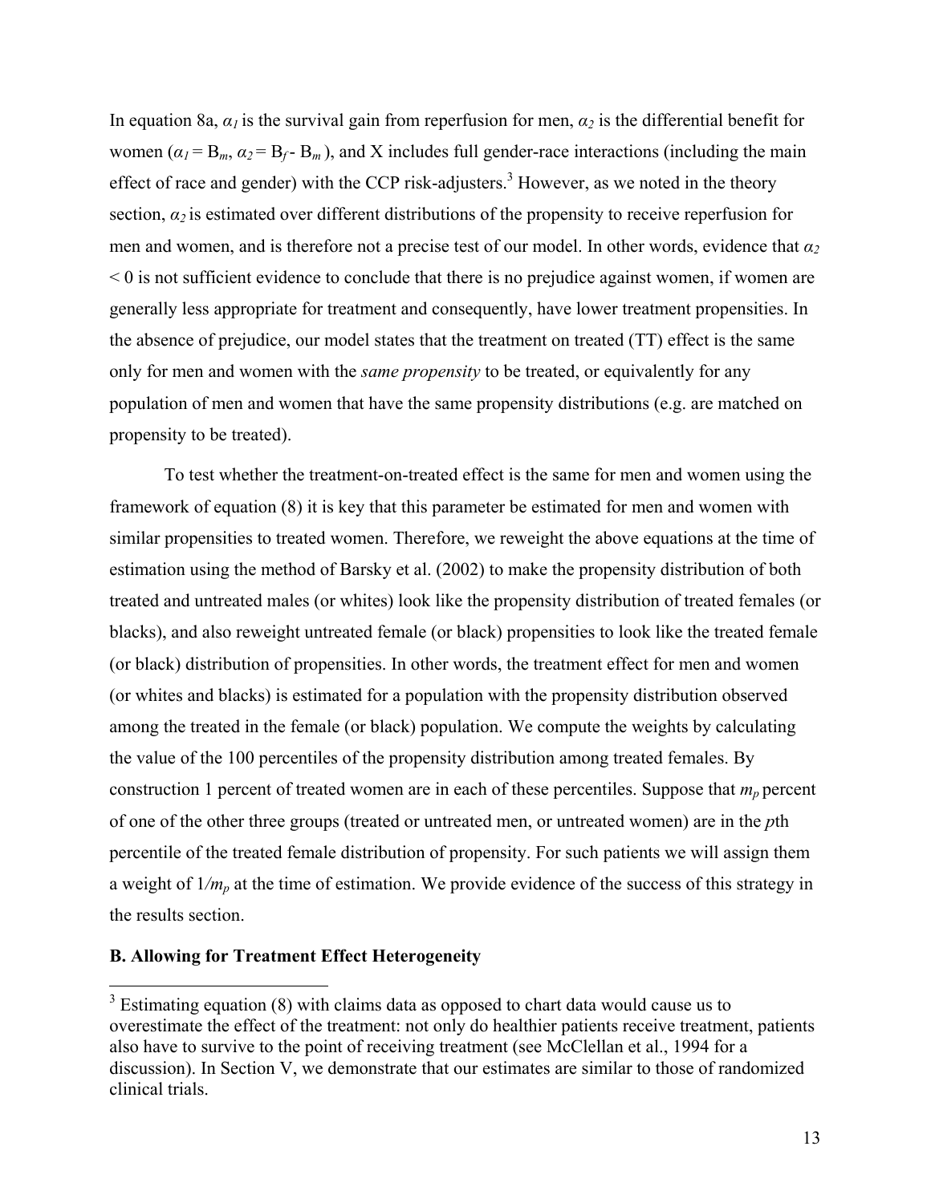In equation 8a, $\alpha_1$ is the survival gain from reperfusion for men, $\alpha_2$ is the differential benefit for women ($\alpha_1 = B_m$, $\alpha_2 = B_f - B_m$), and X includes full gender-race interactions (including the main effect of race and gender) with the CCP risk-adjusters.[3] However, as we noted in the theory section, $\alpha_2$ is estimated over different distributions of the propensity to receive reperfusion for men and women, and is therefore not a precise test of our model. In other words, evidence that $\alpha_2 < 0$ is not sufficient evidence to conclude that there is no prejudice against women, if women are generally less appropriate for treatment and consequently, have lower treatment propensities. In the absence of prejudice, our model states that the treatment on treated (TT) effect is the same only for men and women with the *same propensity* to be treated, or equivalently for any population of men and women that have the same propensity distributions (e.g. are matched on propensity to be treated).

To test whether the treatment-on-treated effect is the same for men and women using the framework of equation (8) it is key that this parameter be estimated for men and women with similar propensities to treated women. Therefore, we reweight the above equations at the time of estimation using the method of Barsky et al. (2002) to make the propensity distribution of both treated and untreated males (or whites) look like the propensity distribution of treated females (or blacks), and also reweight untreated female (or black) propensities to look like the treated female (or black) distribution of propensities. In other words, the treatment effect for men and women (or whites and blacks) is estimated for a population with the propensity distribution observed among the treated in the female (or black) population. We compute the weights by calculating the value of the 100 percentiles of the propensity distribution among treated females. By construction 1 percent of treated women are in each of these percentiles. Suppose that $m_p$ percent of one of the other three groups (treated or untreated men, or untreated women) are in the $p$th percentile of the treated female distribution of propensity. For such patients we will assign them a weight of $1/m_p$ at the time of estimation. We provide evidence of the success of this strategy in the results section.

### B. Allowing for Treatment Effect Heterogeneity

[3] Estimating equation (8) with claims data as opposed to chart data would cause us to overestimate the effect of the treatment: not only do healthier patients receive treatment, patients also have to survive to the point of receiving treatment (see McClellan et al., 1994 for a discussion). In Section V, we demonstrate that our estimates are similar to those of randomized clinical trials.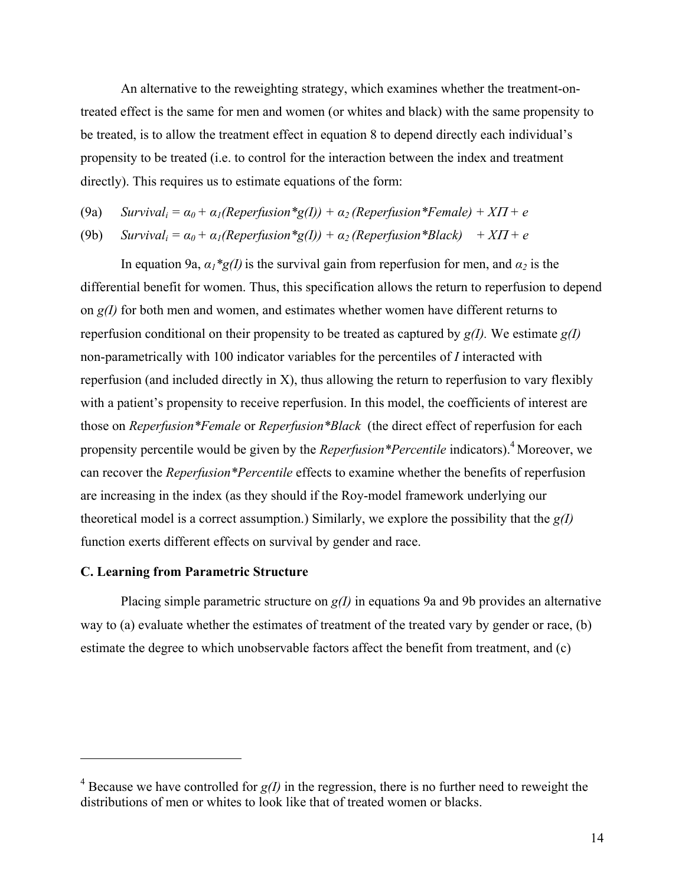An alternative to the reweighting strategy, which examines whether the treatment-on-treated effect is the same for men and women (or whites and black) with the same propensity to be treated, is to allow the treatment effect in equation 8 to depend directly each individual's propensity to be treated (i.e. to control for the interaction between the index and treatment directly). This requires us to estimate equations of the form:

(9a) $Survival_i = \alpha_0 + \alpha_1(Reperfusion{*}g(I)) + \alpha_2\,(Reperfusion{*}Female) + X\Pi + e$

(9b) $Survival_i = \alpha_0 + \alpha_1(Reperfusion{*}g(I)) + \alpha_2\,(Reperfusion{*}Black) \quad + X\Pi + e$

In equation 9a, $\alpha_1{*}g(I)$ is the survival gain from reperfusion for men, and $\alpha_2$ is the differential benefit for women. Thus, this specification allows the return to reperfusion to depend on *g(I)* for both men and women, and estimates whether women have different returns to reperfusion conditional on their propensity to be treated as captured by *g(I).* We estimate *g(I)* non-parametrically with 100 indicator variables for the percentiles of *I* interacted with reperfusion (and included directly in X), thus allowing the return to reperfusion to vary flexibly with a patient's propensity to receive reperfusion. In this model, the coefficients of interest are those on *Reperfusion*Female* or *Reperfusion*Black* (the direct effect of reperfusion for each propensity percentile would be given by the *Reperfusion*Percentile* indicators).[4] Moreover, we can recover the *Reperfusion*Percentile* effects to examine whether the benefits of reperfusion are increasing in the index (as they should if the Roy-model framework underlying our theoretical model is a correct assumption.) Similarly, we explore the possibility that the *g(I)* function exerts different effects on survival by gender and race.

### C. Learning from Parametric Structure

Placing simple parametric structure on *g(I)* in equations 9a and 9b provides an alternative way to (a) evaluate whether the estimates of treatment of the treated vary by gender or race, (b) estimate the degree to which unobservable factors affect the benefit from treatment, and (c)

---

[4] Because we have controlled for *g(I)* in the regression, there is no further need to reweight the distributions of men or whites to look like that of treated women or blacks.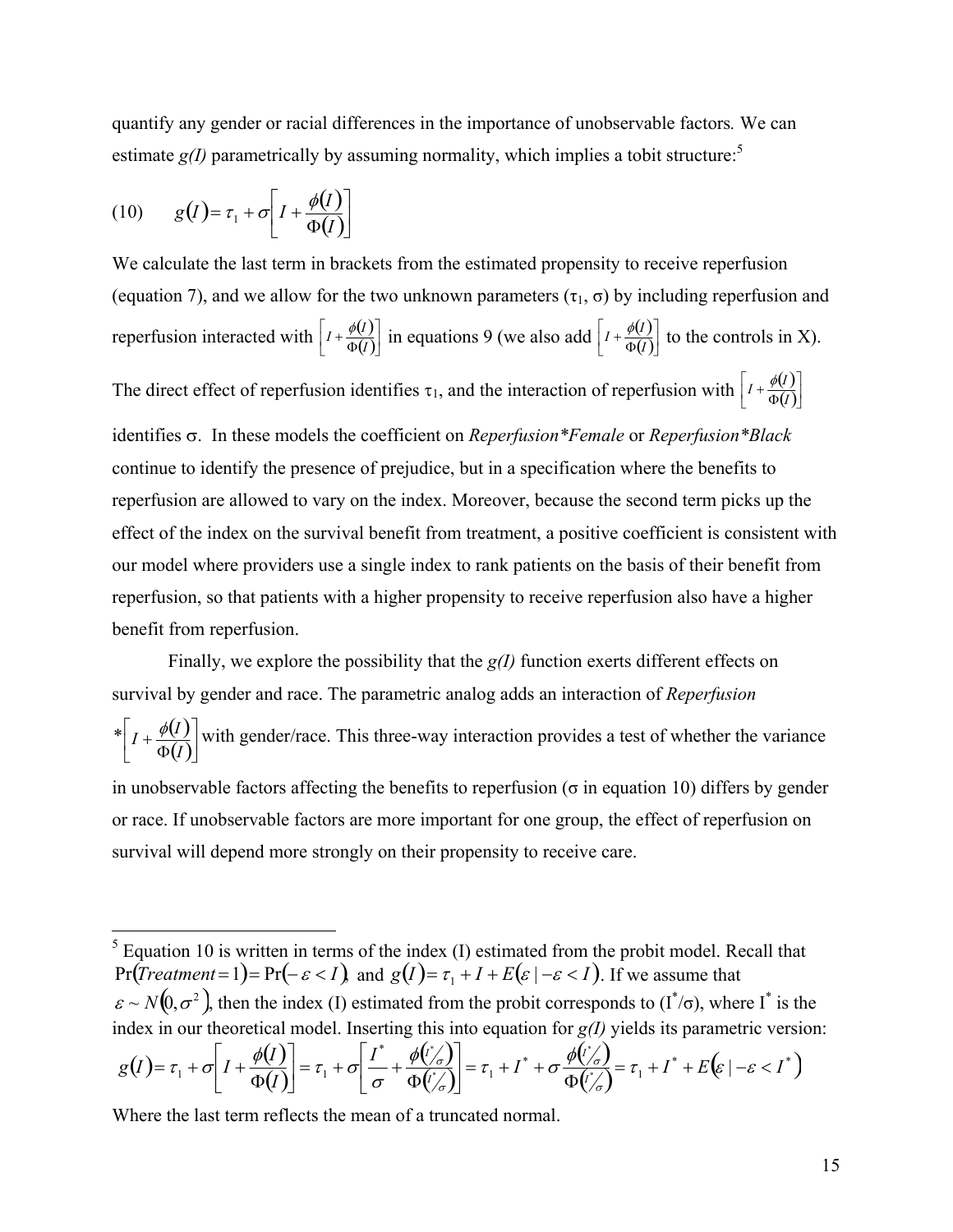quantify any gender or racial differences in the importance of unobservable factors. We can estimate *g(I)* parametrically by assuming normality, which implies a tobit structure:[5]

$$(10) \qquad g(I) = \tau_1 + \sigma\left[I + \frac{\phi(I)}{\Phi(I)}\right]$$

We calculate the last term in brackets from the estimated propensity to receive reperfusion (equation 7), and we allow for the two unknown parameters ($\tau_1$, $\sigma$) by including reperfusion and reperfusion interacted with $\left[I + \frac{\phi(I)}{\Phi(I)}\right]$ in equations 9 (we also add $\left[I + \frac{\phi(I)}{\Phi(I)}\right]$ to the controls in X). The direct effect of reperfusion identifies $\tau_1$, and the interaction of reperfusion with $\left[I + \frac{\phi(I)}{\Phi(I)}\right]$ identifies $\sigma$. In these models the coefficient on *Reperfusion*Female* or *Reperfusion*Black* continue to identify the presence of prejudice, but in a specification where the benefits to reperfusion are allowed to vary on the index. Moreover, because the second term picks up the effect of the index on the survival benefit from treatment, a positive coefficient is consistent with our model where providers use a single index to rank patients on the basis of their benefit from reperfusion, so that patients with a higher propensity to receive reperfusion also have a higher benefit from reperfusion.

Finally, we explore the possibility that the *g(I)* function exerts different effects on survival by gender and race. The parametric analog adds an interaction of *Reperfusion* * $\left[I + \frac{\phi(I)}{\Phi(I)}\right]$ with gender/race. This three-way interaction provides a test of whether the variance in unobservable factors affecting the benefits to reperfusion ($\sigma$ in equation 10) differs by gender or race. If unobservable factors are more important for one group, the effect of reperfusion on survival will depend more strongly on their propensity to receive care.

---

[5] Equation 10 is written in terms of the index (I) estimated from the probit model. Recall that $\Pr(Treatment = 1) = \Pr(-\varepsilon < I)$, and $g(I) = \tau_1 + I + E(\varepsilon \mid -\varepsilon < I)$. If we assume that $\varepsilon \sim N(0, \sigma^2)$, then the index (I) estimated from the probit corresponds to ($I^*/\sigma$), where $I^*$ is the index in our theoretical model. Inserting this into equation for *g(I)* yields its parametric version:

$$g(I) = \tau_1 + \sigma\left[I + \frac{\phi(I)}{\Phi(I)}\right] = \tau_1 + \sigma\left[\frac{I^*}{\sigma} + \frac{\phi(I^*/\sigma)}{\Phi(I^*/\sigma)}\right] = \tau_1 + I^* + \sigma\frac{\phi(I^*/\sigma)}{\Phi(I^*/\sigma)} = \tau_1 + I^* + E(\varepsilon \mid -\varepsilon < I^*)$$

Where the last term reflects the mean of a truncated normal.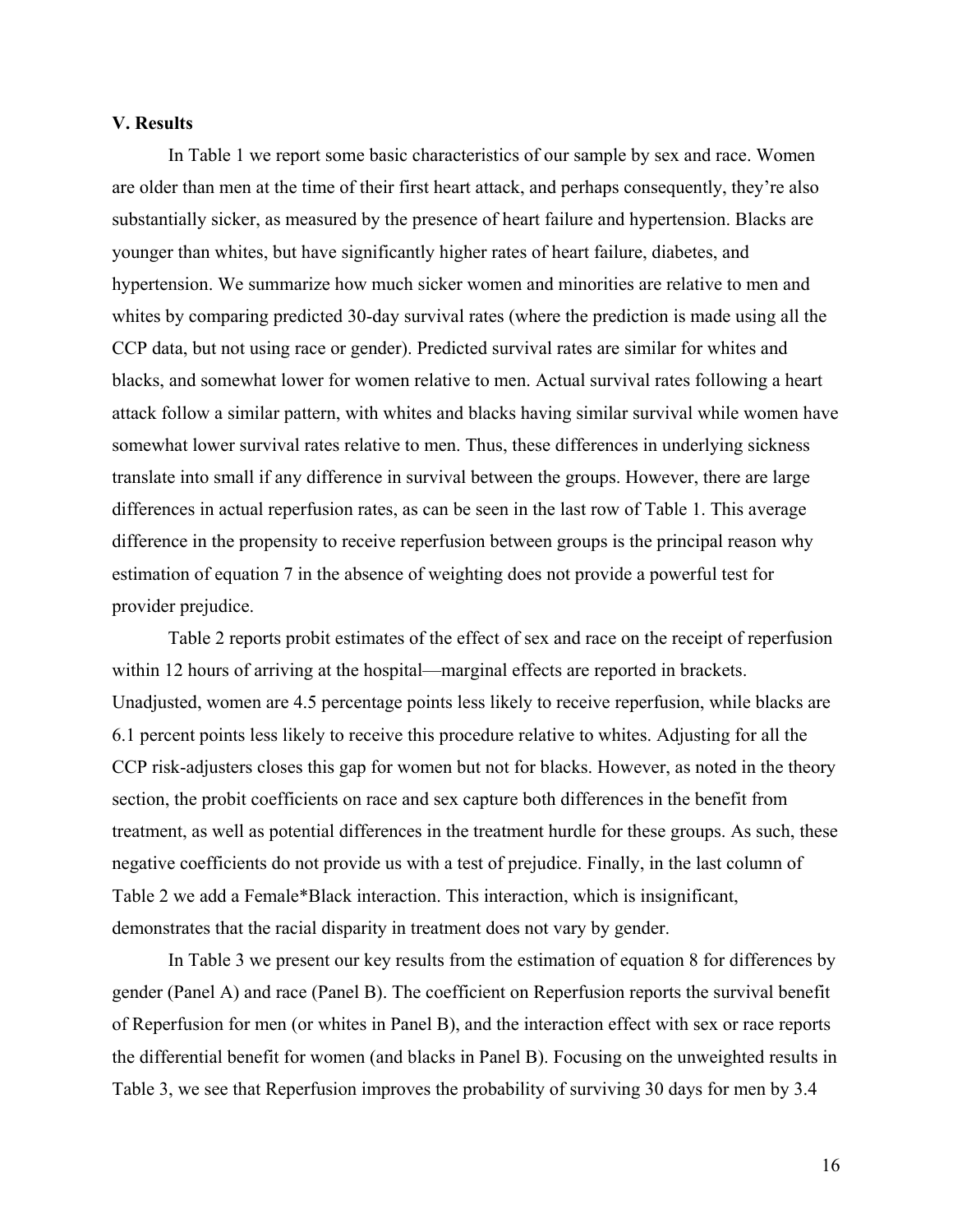### V. Results

In Table 1 we report some basic characteristics of our sample by sex and race. Women are older than men at the time of their first heart attack, and perhaps consequently, they're also substantially sicker, as measured by the presence of heart failure and hypertension. Blacks are younger than whites, but have significantly higher rates of heart failure, diabetes, and hypertension. We summarize how much sicker women and minorities are relative to men and whites by comparing predicted 30-day survival rates (where the prediction is made using all the CCP data, but not using race or gender). Predicted survival rates are similar for whites and blacks, and somewhat lower for women relative to men. Actual survival rates following a heart attack follow a similar pattern, with whites and blacks having similar survival while women have somewhat lower survival rates relative to men. Thus, these differences in underlying sickness translate into small if any difference in survival between the groups. However, there are large differences in actual reperfusion rates, as can be seen in the last row of Table 1. This average difference in the propensity to receive reperfusion between groups is the principal reason why estimation of equation 7 in the absence of weighting does not provide a powerful test for provider prejudice.

Table 2 reports probit estimates of the effect of sex and race on the receipt of reperfusion within 12 hours of arriving at the hospital—marginal effects are reported in brackets. Unadjusted, women are 4.5 percentage points less likely to receive reperfusion, while blacks are 6.1 percent points less likely to receive this procedure relative to whites. Adjusting for all the CCP risk-adjusters closes this gap for women but not for blacks. However, as noted in the theory section, the probit coefficients on race and sex capture both differences in the benefit from treatment, as well as potential differences in the treatment hurdle for these groups. As such, these negative coefficients do not provide us with a test of prejudice. Finally, in the last column of Table 2 we add a Female*Black interaction. This interaction, which is insignificant, demonstrates that the racial disparity in treatment does not vary by gender.

In Table 3 we present our key results from the estimation of equation 8 for differences by gender (Panel A) and race (Panel B). The coefficient on Reperfusion reports the survival benefit of Reperfusion for men (or whites in Panel B), and the interaction effect with sex or race reports the differential benefit for women (and blacks in Panel B). Focusing on the unweighted results in Table 3, we see that Reperfusion improves the probability of surviving 30 days for men by 3.4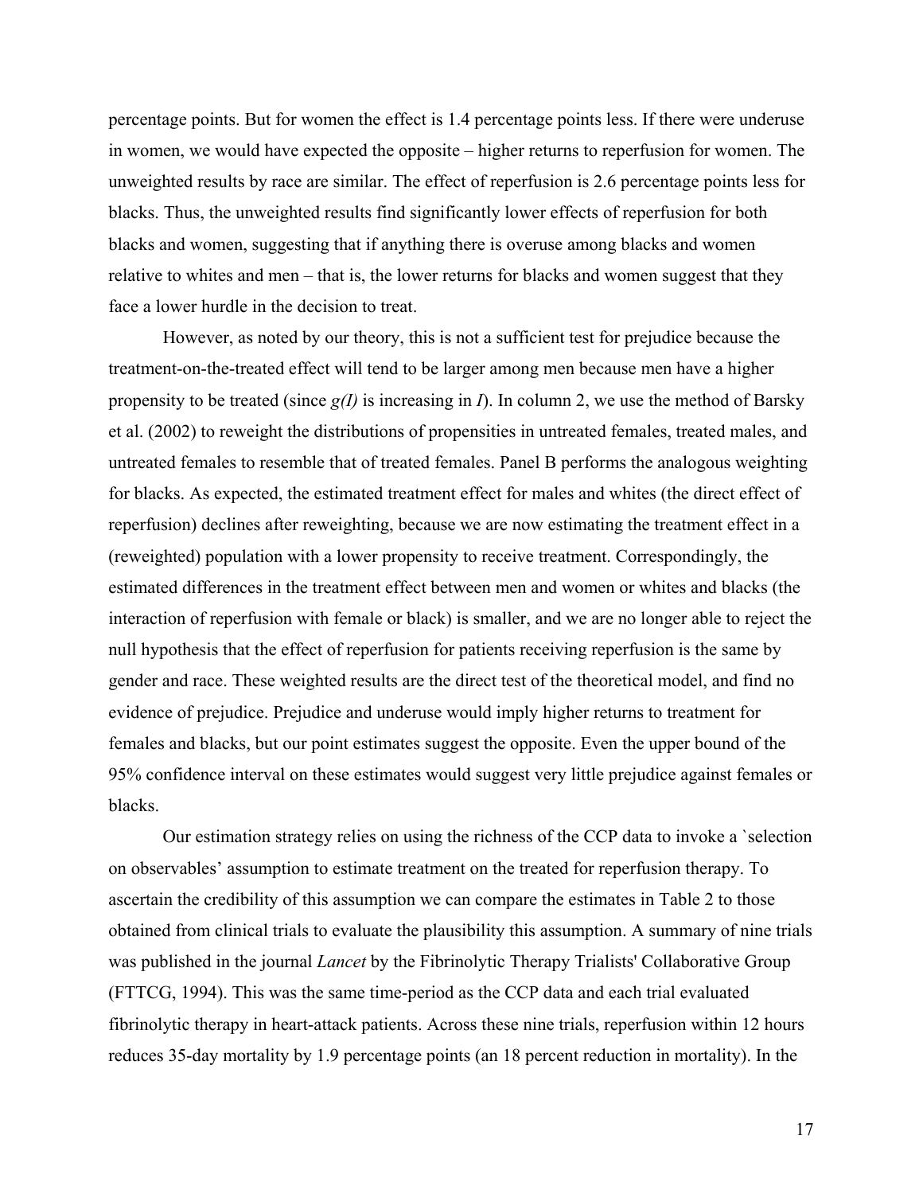percentage points. But for women the effect is 1.4 percentage points less. If there were underuse in women, we would have expected the opposite – higher returns to reperfusion for women. The unweighted results by race are similar. The effect of reperfusion is 2.6 percentage points less for blacks. Thus, the unweighted results find significantly lower effects of reperfusion for both blacks and women, suggesting that if anything there is overuse among blacks and women relative to whites and men – that is, the lower returns for blacks and women suggest that they face a lower hurdle in the decision to treat.

However, as noted by our theory, this is not a sufficient test for prejudice because the treatment-on-the-treated effect will tend to be larger among men because men have a higher propensity to be treated (since $g(I)$ is increasing in $I$). In column 2, we use the method of Barsky et al. (2002) to reweight the distributions of propensities in untreated females, treated males, and untreated females to resemble that of treated females. Panel B performs the analogous weighting for blacks. As expected, the estimated treatment effect for males and whites (the direct effect of reperfusion) declines after reweighting, because we are now estimating the treatment effect in a (reweighted) population with a lower propensity to receive treatment. Correspondingly, the estimated differences in the treatment effect between men and women or whites and blacks (the interaction of reperfusion with female or black) is smaller, and we are no longer able to reject the null hypothesis that the effect of reperfusion for patients receiving reperfusion is the same by gender and race. These weighted results are the direct test of the theoretical model, and find no evidence of prejudice. Prejudice and underuse would imply higher returns to treatment for females and blacks, but our point estimates suggest the opposite. Even the upper bound of the 95% confidence interval on these estimates would suggest very little prejudice against females or blacks.

Our estimation strategy relies on using the richness of the CCP data to invoke a `selection on observables' assumption to estimate treatment on the treated for reperfusion therapy. To ascertain the credibility of this assumption we can compare the estimates in Table 2 to those obtained from clinical trials to evaluate the plausibility this assumption. A summary of nine trials was published in the journal *Lancet* by the Fibrinolytic Therapy Trialists' Collaborative Group (FTTCG, 1994). This was the same time-period as the CCP data and each trial evaluated fibrinolytic therapy in heart-attack patients. Across these nine trials, reperfusion within 12 hours reduces 35-day mortality by 1.9 percentage points (an 18 percent reduction in mortality). In the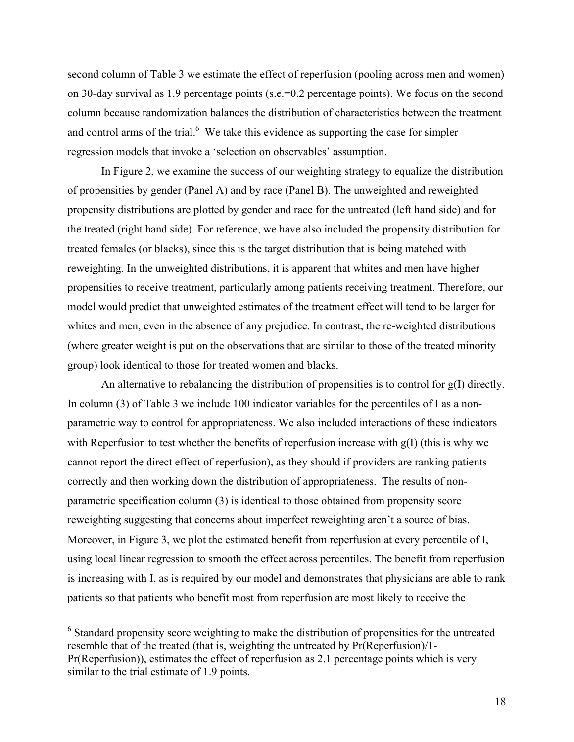second column of Table 3 we estimate the effect of reperfusion (pooling across men and women) on 30-day survival as 1.9 percentage points (s.e.=0.2 percentage points). We focus on the second column because randomization balances the distribution of characteristics between the treatment and control arms of the trial.[6] We take this evidence as supporting the case for simpler regression models that invoke a 'selection on observables' assumption.

In Figure 2, we examine the success of our weighting strategy to equalize the distribution of propensities by gender (Panel A) and by race (Panel B). The unweighted and reweighted propensity distributions are plotted by gender and race for the untreated (left hand side) and for the treated (right hand side). For reference, we have also included the propensity distribution for treated females (or blacks), since this is the target distribution that is being matched with reweighting. In the unweighted distributions, it is apparent that whites and men have higher propensities to receive treatment, particularly among patients receiving treatment. Therefore, our model would predict that unweighted estimates of the treatment effect will tend to be larger for whites and men, even in the absence of any prejudice. In contrast, the re-weighted distributions (where greater weight is put on the observations that are similar to those of the treated minority group) look identical to those for treated women and blacks.

An alternative to rebalancing the distribution of propensities is to control for g(I) directly. In column (3) of Table 3 we include 100 indicator variables for the percentiles of I as a non-parametric way to control for appropriateness. We also included interactions of these indicators with Reperfusion to test whether the benefits of reperfusion increase with g(I) (this is why we cannot report the direct effect of reperfusion), as they should if providers are ranking patients correctly and then working down the distribution of appropriateness. The results of non-parametric specification column (3) is identical to those obtained from propensity score reweighting suggesting that concerns about imperfect reweighting aren't a source of bias. Moreover, in Figure 3, we plot the estimated benefit from reperfusion at every percentile of I, using local linear regression to smooth the effect across percentiles. The benefit from reperfusion is increasing with I, as is required by our model and demonstrates that physicians are able to rank patients so that patients who benefit most from reperfusion are most likely to receive the

[6] Standard propensity score weighting to make the distribution of propensities for the untreated resemble that of the treated (that is, weighting the untreated by Pr(Reperfusion)/1-Pr(Reperfusion)), estimates the effect of reperfusion as 2.1 percentage points which is very similar to the trial estimate of 1.9 points.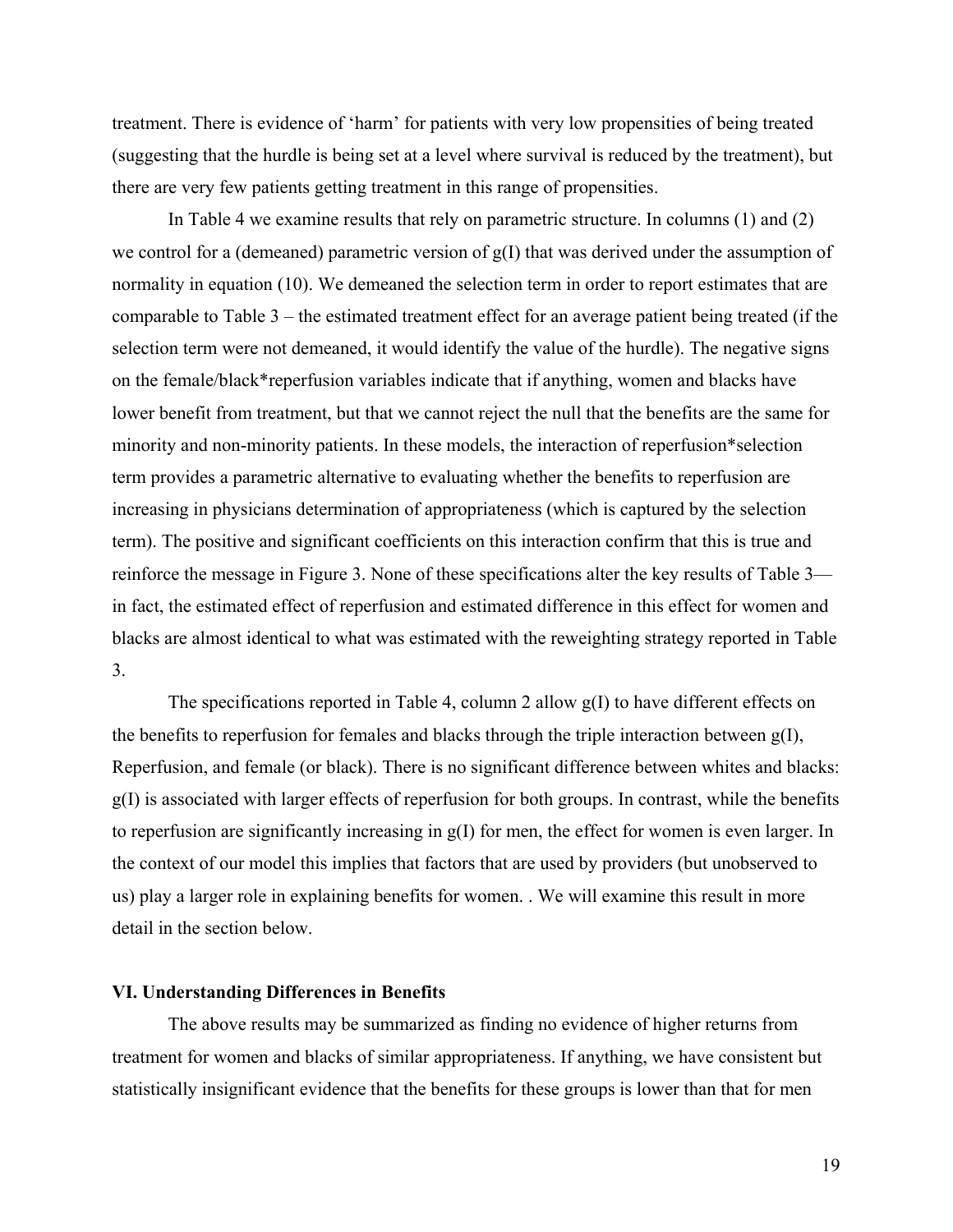treatment. There is evidence of 'harm' for patients with very low propensities of being treated (suggesting that the hurdle is being set at a level where survival is reduced by the treatment), but there are very few patients getting treatment in this range of propensities.

In Table 4 we examine results that rely on parametric structure. In columns (1) and (2) we control for a (demeaned) parametric version of g(I) that was derived under the assumption of normality in equation (10). We demeaned the selection term in order to report estimates that are comparable to Table 3 – the estimated treatment effect for an average patient being treated (if the selection term were not demeaned, it would identify the value of the hurdle). The negative signs on the female/black*reperfusion variables indicate that if anything, women and blacks have lower benefit from treatment, but that we cannot reject the null that the benefits are the same for minority and non-minority patients. In these models, the interaction of reperfusion*selection term provides a parametric alternative to evaluating whether the benefits to reperfusion are increasing in physicians determination of appropriateness (which is captured by the selection term). The positive and significant coefficients on this interaction confirm that this is true and reinforce the message in Figure 3. None of these specifications alter the key results of Table 3—in fact, the estimated effect of reperfusion and estimated difference in this effect for women and blacks are almost identical to what was estimated with the reweighting strategy reported in Table 3.

The specifications reported in Table 4, column 2 allow g(I) to have different effects on the benefits to reperfusion for females and blacks through the triple interaction between g(I), Reperfusion, and female (or black). There is no significant difference between whites and blacks: g(I) is associated with larger effects of reperfusion for both groups. In contrast, while the benefits to reperfusion are significantly increasing in g(I) for men, the effect for women is even larger. In the context of our model this implies that factors that are used by providers (but unobserved to us) play a larger role in explaining benefits for women. . We will examine this result in more detail in the section below.

## VI. Understanding Differences in Benefits

The above results may be summarized as finding no evidence of higher returns from treatment for women and blacks of similar appropriateness. If anything, we have consistent but statistically insignificant evidence that the benefits for these groups is lower than that for men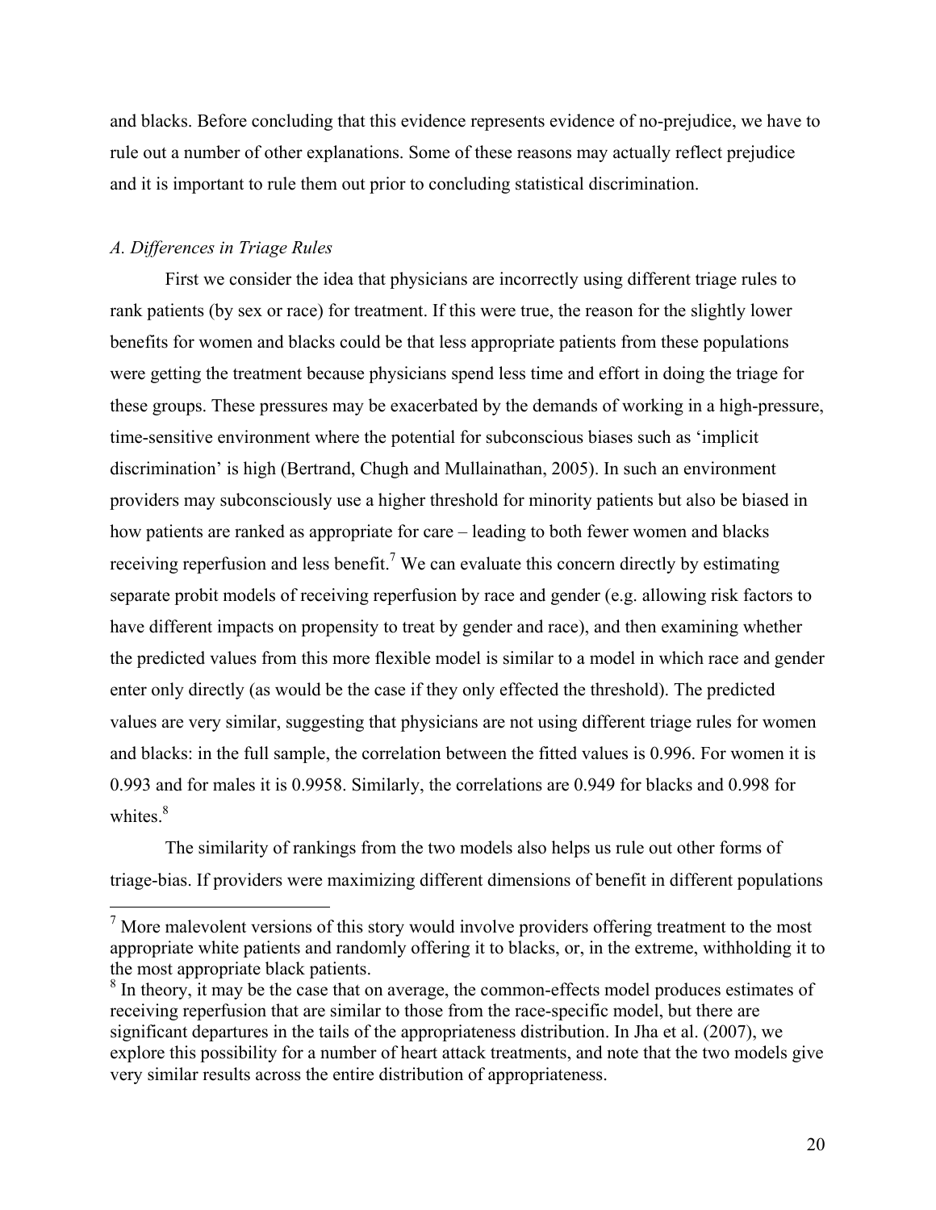and blacks. Before concluding that this evidence represents evidence of no-prejudice, we have to rule out a number of other explanations. Some of these reasons may actually reflect prejudice and it is important to rule them out prior to concluding statistical discrimination.

### *A. Differences in Triage Rules*

First we consider the idea that physicians are incorrectly using different triage rules to rank patients (by sex or race) for treatment. If this were true, the reason for the slightly lower benefits for women and blacks could be that less appropriate patients from these populations were getting the treatment because physicians spend less time and effort in doing the triage for these groups. These pressures may be exacerbated by the demands of working in a high-pressure, time-sensitive environment where the potential for subconscious biases such as 'implicit discrimination' is high (Bertrand, Chugh and Mullainathan, 2005). In such an environment providers may subconsciously use a higher threshold for minority patients but also be biased in how patients are ranked as appropriate for care – leading to both fewer women and blacks receiving reperfusion and less benefit.[7] We can evaluate this concern directly by estimating separate probit models of receiving reperfusion by race and gender (e.g. allowing risk factors to have different impacts on propensity to treat by gender and race), and then examining whether the predicted values from this more flexible model is similar to a model in which race and gender enter only directly (as would be the case if they only effected the threshold). The predicted values are very similar, suggesting that physicians are not using different triage rules for women and blacks: in the full sample, the correlation between the fitted values is 0.996. For women it is 0.993 and for males it is 0.9958. Similarly, the correlations are 0.949 for blacks and 0.998 for whites.[8]

The similarity of rankings from the two models also helps us rule out other forms of triage-bias. If providers were maximizing different dimensions of benefit in different populations

[7] More malevolent versions of this story would involve providers offering treatment to the most appropriate white patients and randomly offering it to blacks, or, in the extreme, withholding it to the most appropriate black patients.

[8] In theory, it may be the case that on average, the common-effects model produces estimates of receiving reperfusion that are similar to those from the race-specific model, but there are significant departures in the tails of the appropriateness distribution. In Jha et al. (2007), we explore this possibility for a number of heart attack treatments, and note that the two models give very similar results across the entire distribution of appropriateness.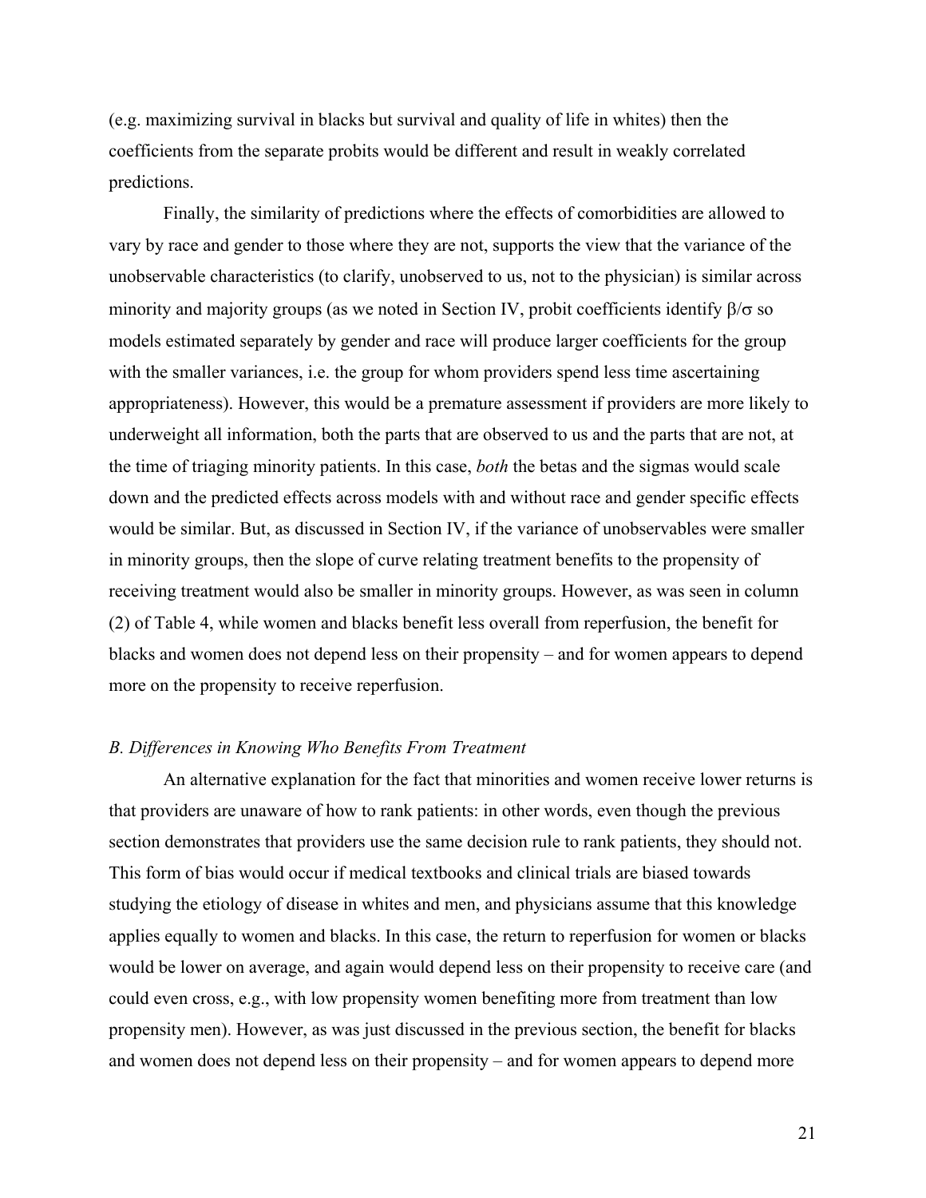(e.g. maximizing survival in blacks but survival and quality of life in whites) then the coefficients from the separate probits would be different and result in weakly correlated predictions.

Finally, the similarity of predictions where the effects of comorbidities are allowed to vary by race and gender to those where they are not, supports the view that the variance of the unobservable characteristics (to clarify, unobserved to us, not to the physician) is similar across minority and majority groups (as we noted in Section IV, probit coefficients identify $\beta/\sigma$ so models estimated separately by gender and race will produce larger coefficients for the group with the smaller variances, i.e. the group for whom providers spend less time ascertaining appropriateness). However, this would be a premature assessment if providers are more likely to underweight all information, both the parts that are observed to us and the parts that are not, at the time of triaging minority patients. In this case, *both* the betas and the sigmas would scale down and the predicted effects across models with and without race and gender specific effects would be similar. But, as discussed in Section IV, if the variance of unobservables were smaller in minority groups, then the slope of curve relating treatment benefits to the propensity of receiving treatment would also be smaller in minority groups. However, as was seen in column (2) of Table 4, while women and blacks benefit less overall from reperfusion, the benefit for blacks and women does not depend less on their propensity – and for women appears to depend more on the propensity to receive reperfusion.

### *B. Differences in Knowing Who Benefits From Treatment*

An alternative explanation for the fact that minorities and women receive lower returns is that providers are unaware of how to rank patients: in other words, even though the previous section demonstrates that providers use the same decision rule to rank patients, they should not. This form of bias would occur if medical textbooks and clinical trials are biased towards studying the etiology of disease in whites and men, and physicians assume that this knowledge applies equally to women and blacks. In this case, the return to reperfusion for women or blacks would be lower on average, and again would depend less on their propensity to receive care (and could even cross, e.g., with low propensity women benefiting more from treatment than low propensity men). However, as was just discussed in the previous section, the benefit for blacks and women does not depend less on their propensity – and for women appears to depend more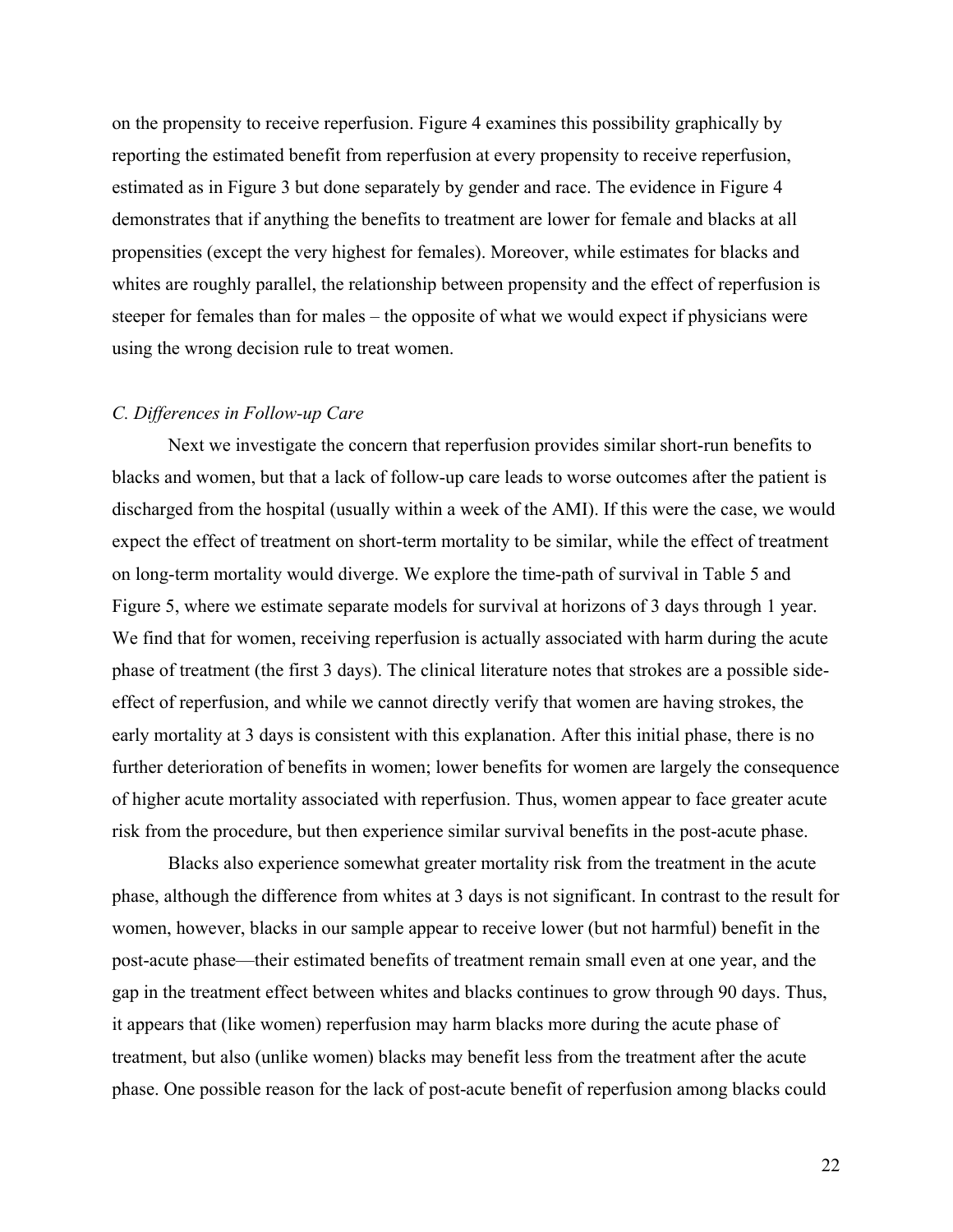on the propensity to receive reperfusion. Figure 4 examines this possibility graphically by reporting the estimated benefit from reperfusion at every propensity to receive reperfusion, estimated as in Figure 3 but done separately by gender and race. The evidence in Figure 4 demonstrates that if anything the benefits to treatment are lower for female and blacks at all propensities (except the very highest for females). Moreover, while estimates for blacks and whites are roughly parallel, the relationship between propensity and the effect of reperfusion is steeper for females than for males – the opposite of what we would expect if physicians were using the wrong decision rule to treat women.

### *C. Differences in Follow-up Care*

Next we investigate the concern that reperfusion provides similar short-run benefits to blacks and women, but that a lack of follow-up care leads to worse outcomes after the patient is discharged from the hospital (usually within a week of the AMI). If this were the case, we would expect the effect of treatment on short-term mortality to be similar, while the effect of treatment on long-term mortality would diverge. We explore the time-path of survival in Table 5 and Figure 5, where we estimate separate models for survival at horizons of 3 days through 1 year. We find that for women, receiving reperfusion is actually associated with harm during the acute phase of treatment (the first 3 days). The clinical literature notes that strokes are a possible side-effect of reperfusion, and while we cannot directly verify that women are having strokes, the early mortality at 3 days is consistent with this explanation. After this initial phase, there is no further deterioration of benefits in women; lower benefits for women are largely the consequence of higher acute mortality associated with reperfusion. Thus, women appear to face greater acute risk from the procedure, but then experience similar survival benefits in the post-acute phase.

Blacks also experience somewhat greater mortality risk from the treatment in the acute phase, although the difference from whites at 3 days is not significant. In contrast to the result for women, however, blacks in our sample appear to receive lower (but not harmful) benefit in the post-acute phase—their estimated benefits of treatment remain small even at one year, and the gap in the treatment effect between whites and blacks continues to grow through 90 days. Thus, it appears that (like women) reperfusion may harm blacks more during the acute phase of treatment, but also (unlike women) blacks may benefit less from the treatment after the acute phase. One possible reason for the lack of post-acute benefit of reperfusion among blacks could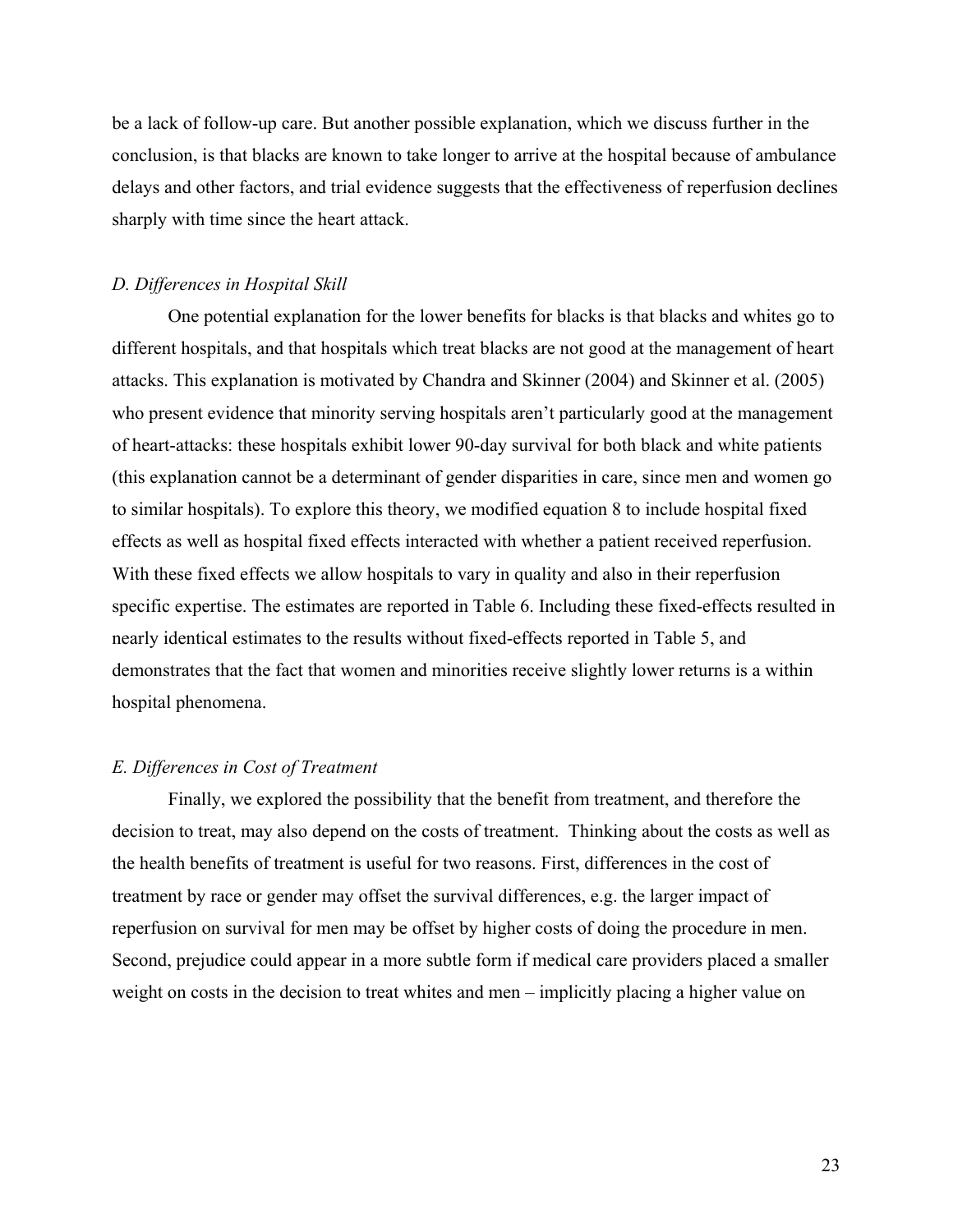be a lack of follow-up care. But another possible explanation, which we discuss further in the conclusion, is that blacks are known to take longer to arrive at the hospital because of ambulance delays and other factors, and trial evidence suggests that the effectiveness of reperfusion declines sharply with time since the heart attack.

### *D. Differences in Hospital Skill*

One potential explanation for the lower benefits for blacks is that blacks and whites go to different hospitals, and that hospitals which treat blacks are not good at the management of heart attacks. This explanation is motivated by Chandra and Skinner (2004) and Skinner et al. (2005) who present evidence that minority serving hospitals aren't particularly good at the management of heart-attacks: these hospitals exhibit lower 90-day survival for both black and white patients (this explanation cannot be a determinant of gender disparities in care, since men and women go to similar hospitals). To explore this theory, we modified equation 8 to include hospital fixed effects as well as hospital fixed effects interacted with whether a patient received reperfusion. With these fixed effects we allow hospitals to vary in quality and also in their reperfusion specific expertise. The estimates are reported in Table 6. Including these fixed-effects resulted in nearly identical estimates to the results without fixed-effects reported in Table 5, and demonstrates that the fact that women and minorities receive slightly lower returns is a within hospital phenomena.

### *E. Differences in Cost of Treatment*

Finally, we explored the possibility that the benefit from treatment, and therefore the decision to treat, may also depend on the costs of treatment. Thinking about the costs as well as the health benefits of treatment is useful for two reasons. First, differences in the cost of treatment by race or gender may offset the survival differences, e.g. the larger impact of reperfusion on survival for men may be offset by higher costs of doing the procedure in men. Second, prejudice could appear in a more subtle form if medical care providers placed a smaller weight on costs in the decision to treat whites and men – implicitly placing a higher value on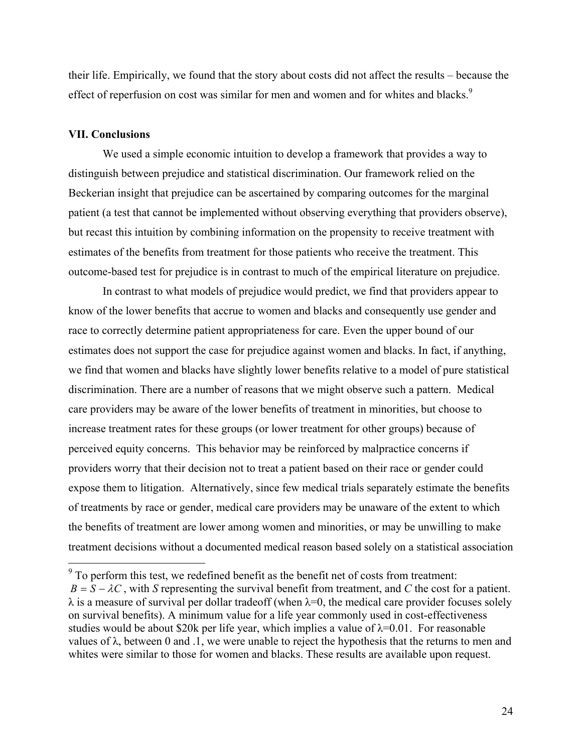their life. Empirically, we found that the story about costs did not affect the results – because the effect of reperfusion on cost was similar for men and women and for whites and blacks.[9]

### VII. Conclusions

We used a simple economic intuition to develop a framework that provides a way to distinguish between prejudice and statistical discrimination. Our framework relied on the Beckerian insight that prejudice can be ascertained by comparing outcomes for the marginal patient (a test that cannot be implemented without observing everything that providers observe), but recast this intuition by combining information on the propensity to receive treatment with estimates of the benefits from treatment for those patients who receive the treatment. This outcome-based test for prejudice is in contrast to much of the empirical literature on prejudice.

In contrast to what models of prejudice would predict, we find that providers appear to know of the lower benefits that accrue to women and blacks and consequently use gender and race to correctly determine patient appropriateness for care. Even the upper bound of our estimates does not support the case for prejudice against women and blacks. In fact, if anything, we find that women and blacks have slightly lower benefits relative to a model of pure statistical discrimination. There are a number of reasons that we might observe such a pattern. Medical care providers may be aware of the lower benefits of treatment in minorities, but choose to increase treatment rates for these groups (or lower treatment for other groups) because of perceived equity concerns. This behavior may be reinforced by malpractice concerns if providers worry that their decision not to treat a patient based on their race or gender could expose them to litigation. Alternatively, since few medical trials separately estimate the benefits of treatments by race or gender, medical care providers may be unaware of the extent to which the benefits of treatment are lower among women and minorities, or may be unwilling to make treatment decisions without a documented medical reason based solely on a statistical association

---

[9] To perform this test, we redefined benefit as the benefit net of costs from treatment: $B = S - \lambda C$, with *S* representing the survival benefit from treatment, and *C* the cost for a patient. $\lambda$ is a measure of survival per dollar tradeoff (when $\lambda$=0, the medical care provider focuses solely on survival benefits). A minimum value for a life year commonly used in cost-effectiveness studies would be about \$20k per life year, which implies a value of $\lambda$=0.01. For reasonable values of $\lambda$, between 0 and .1, we were unable to reject the hypothesis that the returns to men and whites were similar to those for women and blacks. These results are available upon request.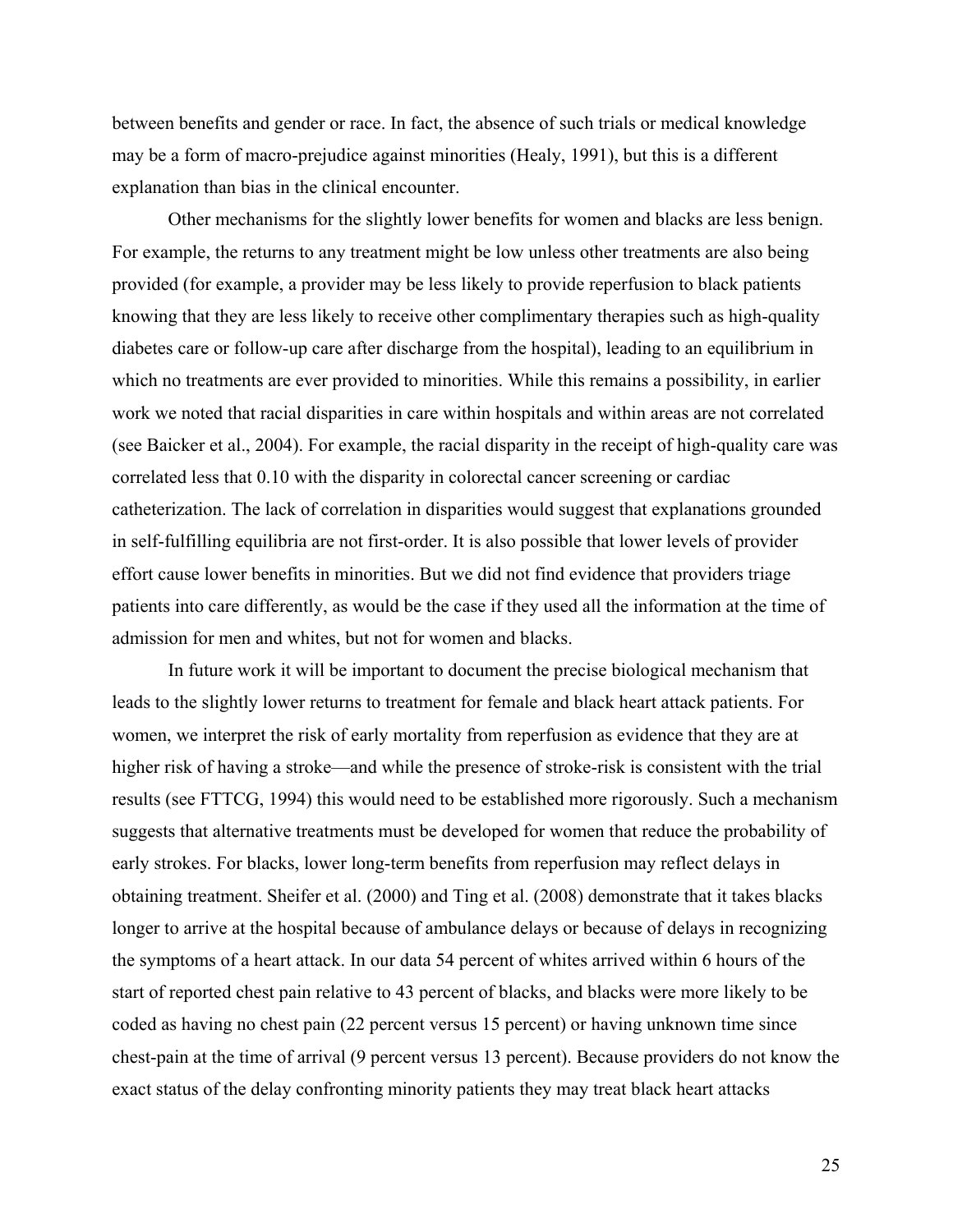between benefits and gender or race. In fact, the absence of such trials or medical knowledge may be a form of macro-prejudice against minorities (Healy, 1991), but this is a different explanation than bias in the clinical encounter.

Other mechanisms for the slightly lower benefits for women and blacks are less benign. For example, the returns to any treatment might be low unless other treatments are also being provided (for example, a provider may be less likely to provide reperfusion to black patients knowing that they are less likely to receive other complimentary therapies such as high-quality diabetes care or follow-up care after discharge from the hospital), leading to an equilibrium in which no treatments are ever provided to minorities. While this remains a possibility, in earlier work we noted that racial disparities in care within hospitals and within areas are not correlated (see Baicker et al., 2004). For example, the racial disparity in the receipt of high-quality care was correlated less that 0.10 with the disparity in colorectal cancer screening or cardiac catheterization. The lack of correlation in disparities would suggest that explanations grounded in self-fulfilling equilibria are not first-order. It is also possible that lower levels of provider effort cause lower benefits in minorities. But we did not find evidence that providers triage patients into care differently, as would be the case if they used all the information at the time of admission for men and whites, but not for women and blacks.

In future work it will be important to document the precise biological mechanism that leads to the slightly lower returns to treatment for female and black heart attack patients. For women, we interpret the risk of early mortality from reperfusion as evidence that they are at higher risk of having a stroke—and while the presence of stroke-risk is consistent with the trial results (see FTTCG, 1994) this would need to be established more rigorously. Such a mechanism suggests that alternative treatments must be developed for women that reduce the probability of early strokes. For blacks, lower long-term benefits from reperfusion may reflect delays in obtaining treatment. Sheifer et al. (2000) and Ting et al. (2008) demonstrate that it takes blacks longer to arrive at the hospital because of ambulance delays or because of delays in recognizing the symptoms of a heart attack. In our data 54 percent of whites arrived within 6 hours of the start of reported chest pain relative to 43 percent of blacks, and blacks were more likely to be coded as having no chest pain (22 percent versus 15 percent) or having unknown time since chest-pain at the time of arrival (9 percent versus 13 percent). Because providers do not know the exact status of the delay confronting minority patients they may treat black heart attacks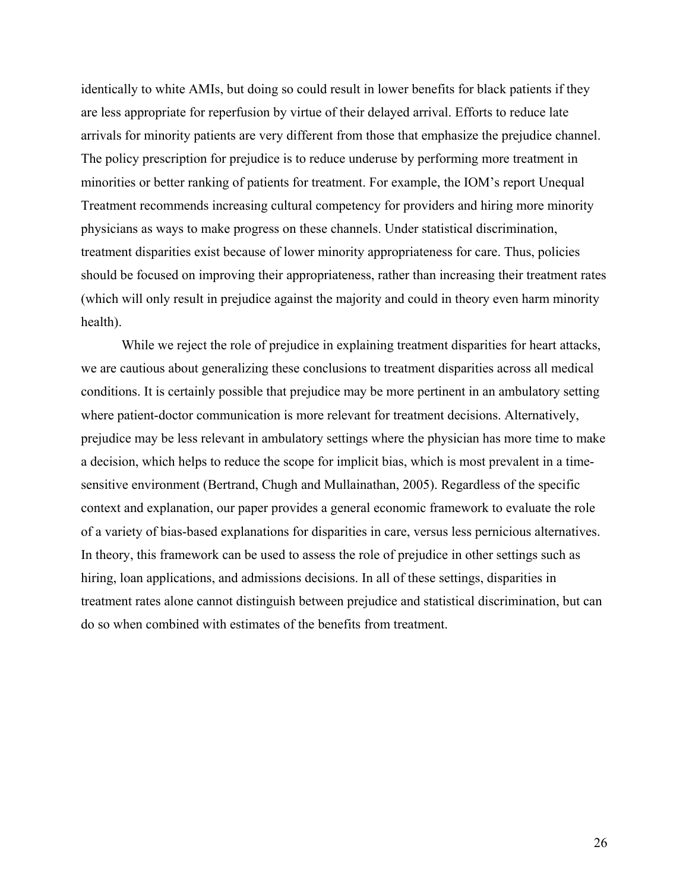identically to white AMIs, but doing so could result in lower benefits for black patients if they are less appropriate for reperfusion by virtue of their delayed arrival. Efforts to reduce late arrivals for minority patients are very different from those that emphasize the prejudice channel. The policy prescription for prejudice is to reduce underuse by performing more treatment in minorities or better ranking of patients for treatment. For example, the IOM's report Unequal Treatment recommends increasing cultural competency for providers and hiring more minority physicians as ways to make progress on these channels. Under statistical discrimination, treatment disparities exist because of lower minority appropriateness for care. Thus, policies should be focused on improving their appropriateness, rather than increasing their treatment rates (which will only result in prejudice against the majority and could in theory even harm minority health).

While we reject the role of prejudice in explaining treatment disparities for heart attacks, we are cautious about generalizing these conclusions to treatment disparities across all medical conditions. It is certainly possible that prejudice may be more pertinent in an ambulatory setting where patient-doctor communication is more relevant for treatment decisions. Alternatively, prejudice may be less relevant in ambulatory settings where the physician has more time to make a decision, which helps to reduce the scope for implicit bias, which is most prevalent in a time-sensitive environment (Bertrand, Chugh and Mullainathan, 2005). Regardless of the specific context and explanation, our paper provides a general economic framework to evaluate the role of a variety of bias-based explanations for disparities in care, versus less pernicious alternatives. In theory, this framework can be used to assess the role of prejudice in other settings such as hiring, loan applications, and admissions decisions. In all of these settings, disparities in treatment rates alone cannot distinguish between prejudice and statistical discrimination, but can do so when combined with estimates of the benefits from treatment.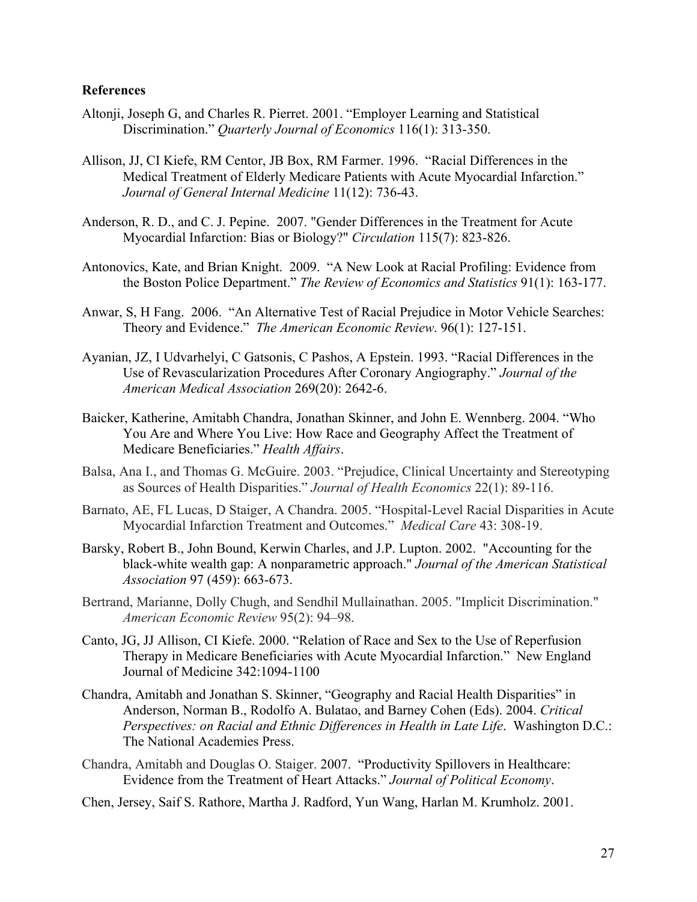**References**

Altonji, Joseph G, and Charles R. Pierret. 2001. "Employer Learning and Statistical Discrimination." *Quarterly Journal of Economics* 116(1): 313-350.

Allison, JJ, CI Kiefe, RM Centor, JB Box, RM Farmer. 1996. "Racial Differences in the Medical Treatment of Elderly Medicare Patients with Acute Myocardial Infarction." *Journal of General Internal Medicine* 11(12): 736-43.

Anderson, R. D., and C. J. Pepine. 2007. "Gender Differences in the Treatment for Acute Myocardial Infarction: Bias or Biology?" *Circulation* 115(7): 823-826.

Antonovics, Kate, and Brian Knight. 2009. "A New Look at Racial Profiling: Evidence from the Boston Police Department." *The Review of Economics and Statistics* 91(1): 163-177.

Anwar, S, H Fang. 2006. "An Alternative Test of Racial Prejudice in Motor Vehicle Searches: Theory and Evidence." *The American Economic Review*. 96(1): 127-151.

Ayanian, JZ, I Udvarhelyi, C Gatsonis, C Pashos, A Epstein. 1993. "Racial Differences in the Use of Revascularization Procedures After Coronary Angiography." *Journal of the American Medical Association* 269(20): 2642-6.

Baicker, Katherine, Amitabh Chandra, Jonathan Skinner, and John E. Wennberg. 2004. "Who You Are and Where You Live: How Race and Geography Affect the Treatment of Medicare Beneficiaries." *Health Affairs*.

Balsa, Ana I., and Thomas G. McGuire. 2003. "Prejudice, Clinical Uncertainty and Stereotyping as Sources of Health Disparities." *Journal of Health Economics* 22(1): 89-116.

Barnato, AE, FL Lucas, D Staiger, A Chandra. 2005. "Hospital-Level Racial Disparities in Acute Myocardial Infarction Treatment and Outcomes." *Medical Care* 43: 308-19.

Barsky, Robert B., John Bound, Kerwin Charles, and J.P. Lupton. 2002. "Accounting for the black-white wealth gap: A nonparametric approach." *Journal of the American Statistical Association* 97 (459): 663-673.

Bertrand, Marianne, Dolly Chugh, and Sendhil Mullainathan. 2005. "Implicit Discrimination." *American Economic Review* 95(2): 94–98.

Canto, JG, JJ Allison, CI Kiefe. 2000. "Relation of Race and Sex to the Use of Reperfusion Therapy in Medicare Beneficiaries with Acute Myocardial Infarction." New England Journal of Medicine 342:1094-1100

Chandra, Amitabh and Jonathan S. Skinner, "Geography and Racial Health Disparities" in Anderson, Norman B., Rodolfo A. Bulatao, and Barney Cohen (Eds). 2004. *Critical Perspectives: on Racial and Ethnic Differences in Health in Late Life*. Washington D.C.: The National Academies Press.

Chandra, Amitabh and Douglas O. Staiger. 2007. "Productivity Spillovers in Healthcare: Evidence from the Treatment of Heart Attacks." *Journal of Political Economy*.

Chen, Jersey, Saif S. Rathore, Martha J. Radford, Yun Wang, Harlan M. Krumholz. 2001.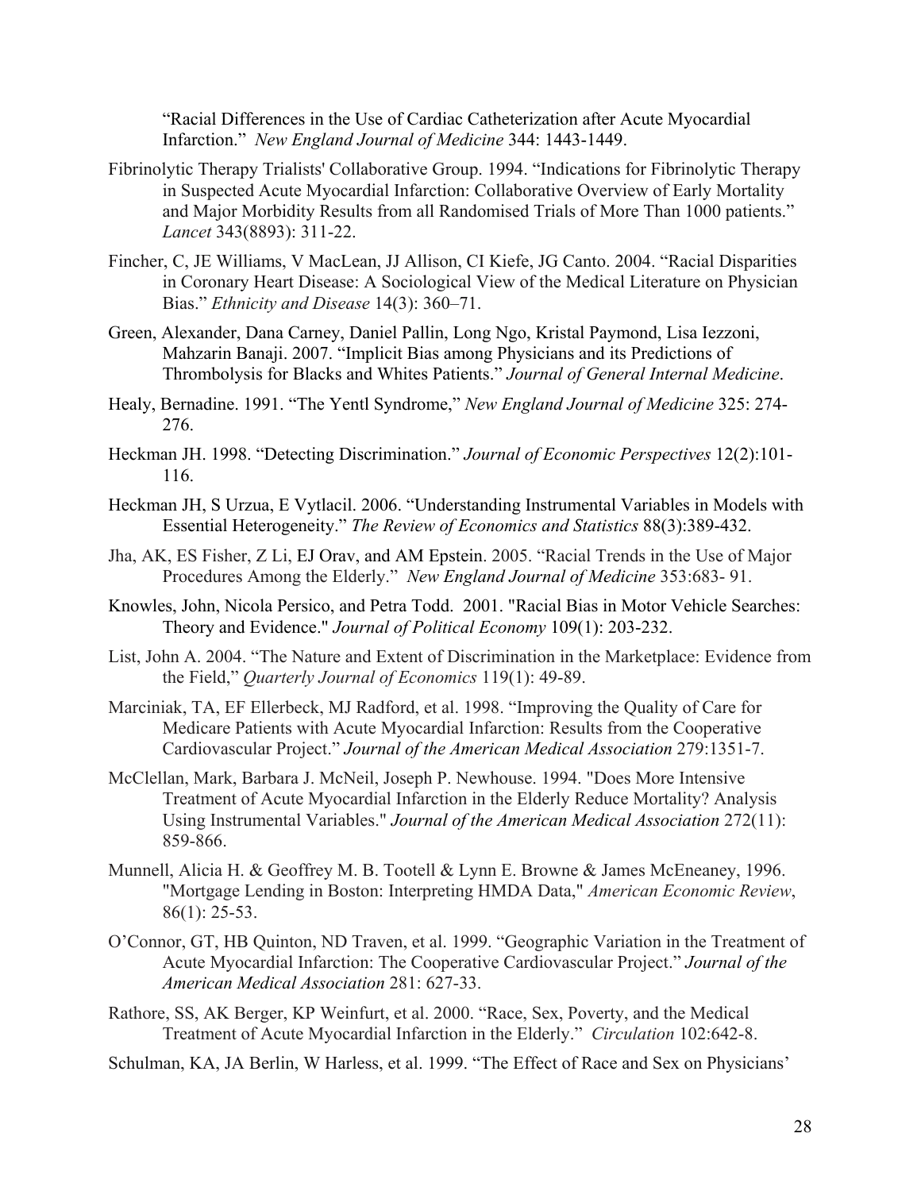"Racial Differences in the Use of Cardiac Catheterization after Acute Myocardial Infarction." *New England Journal of Medicine* 344: 1443-1449.

Fibrinolytic Therapy Trialists' Collaborative Group. 1994. "Indications for Fibrinolytic Therapy in Suspected Acute Myocardial Infarction: Collaborative Overview of Early Mortality and Major Morbidity Results from all Randomised Trials of More Than 1000 patients." *Lancet* 343(8893): 311-22.

Fincher, C, JE Williams, V MacLean, JJ Allison, CI Kiefe, JG Canto. 2004. "Racial Disparities in Coronary Heart Disease: A Sociological View of the Medical Literature on Physician Bias." *Ethnicity and Disease* 14(3): 360–71.

Green, Alexander, Dana Carney, Daniel Pallin, Long Ngo, Kristal Paymond, Lisa Iezzoni, Mahzarin Banaji. 2007. "Implicit Bias among Physicians and its Predictions of Thrombolysis for Blacks and Whites Patients." *Journal of General Internal Medicine*.

Healy, Bernadine. 1991. "The Yentl Syndrome," *New England Journal of Medicine* 325: 274-276.

Heckman JH. 1998. "Detecting Discrimination." *Journal of Economic Perspectives* 12(2):101-116.

Heckman JH, S Urzua, E Vytlacil. 2006. "Understanding Instrumental Variables in Models with Essential Heterogeneity." *The Review of Economics and Statistics* 88(3):389-432.

Jha, AK, ES Fisher, Z Li, EJ Orav, and AM Epstein. 2005. "Racial Trends in the Use of Major Procedures Among the Elderly." *New England Journal of Medicine* 353:683- 91.

Knowles, John, Nicola Persico, and Petra Todd. 2001. "Racial Bias in Motor Vehicle Searches: Theory and Evidence." *Journal of Political Economy* 109(1): 203-232.

List, John A. 2004. "The Nature and Extent of Discrimination in the Marketplace: Evidence from the Field," *Quarterly Journal of Economics* 119(1): 49-89.

Marciniak, TA, EF Ellerbeck, MJ Radford, et al. 1998. "Improving the Quality of Care for Medicare Patients with Acute Myocardial Infarction: Results from the Cooperative Cardiovascular Project." *Journal of the American Medical Association* 279:1351-7.

McClellan, Mark, Barbara J. McNeil, Joseph P. Newhouse. 1994. "Does More Intensive Treatment of Acute Myocardial Infarction in the Elderly Reduce Mortality? Analysis Using Instrumental Variables." *Journal of the American Medical Association* 272(11): 859-866.

Munnell, Alicia H. & Geoffrey M. B. Tootell & Lynn E. Browne & James McEneaney, 1996. "Mortgage Lending in Boston: Interpreting HMDA Data," *American Economic Review*, 86(1): 25-53.

O'Connor, GT, HB Quinton, ND Traven, et al. 1999. "Geographic Variation in the Treatment of Acute Myocardial Infarction: The Cooperative Cardiovascular Project." *Journal of the American Medical Association* 281: 627-33.

Rathore, SS, AK Berger, KP Weinfurt, et al. 2000. "Race, Sex, Poverty, and the Medical Treatment of Acute Myocardial Infarction in the Elderly." *Circulation* 102:642-8.

Schulman, KA, JA Berlin, W Harless, et al. 1999. "The Effect of Race and Sex on Physicians'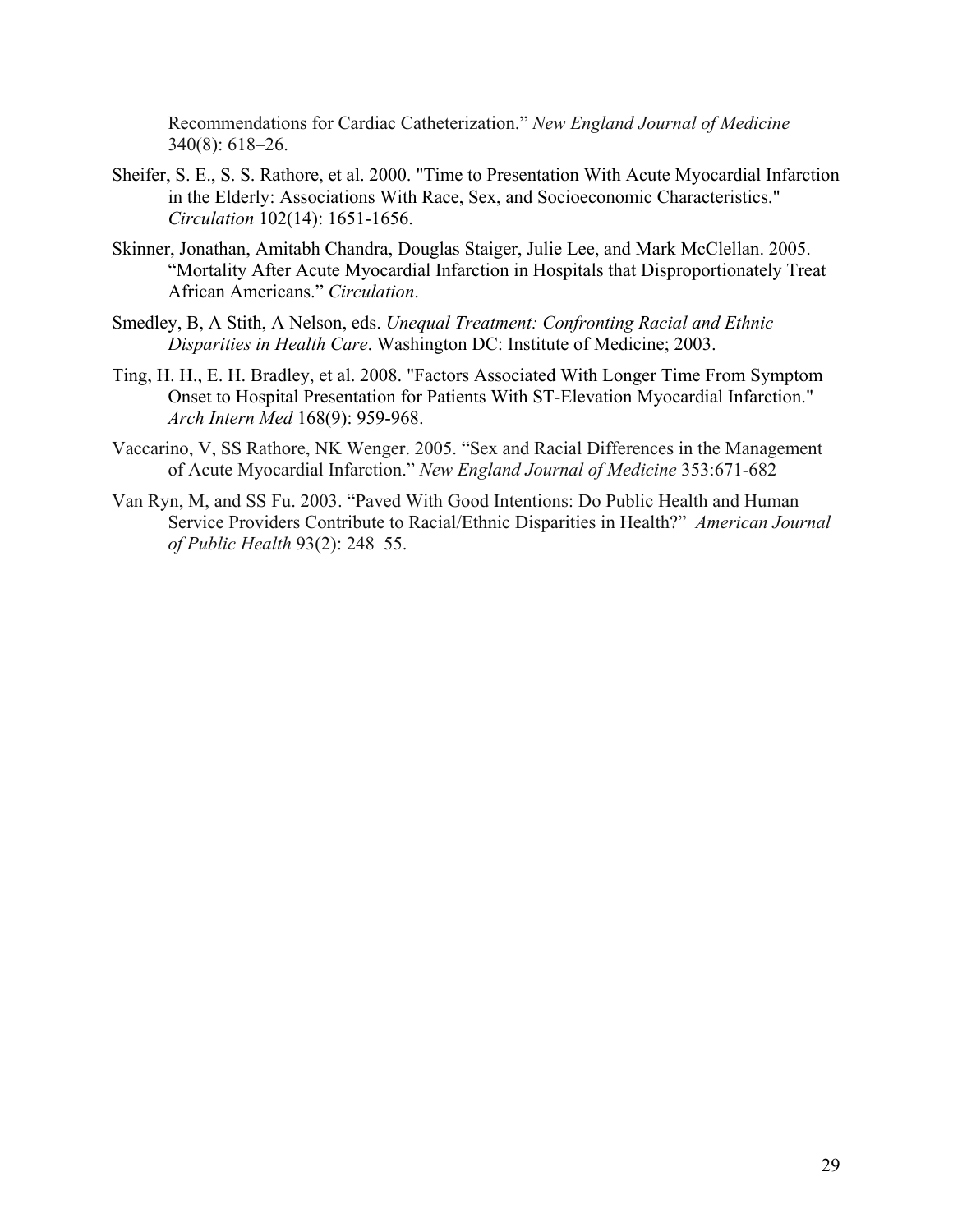Recommendations for Cardiac Catheterization." *New England Journal of Medicine* 340(8): 618–26.

Sheifer, S. E., S. S. Rathore, et al. 2000. "Time to Presentation With Acute Myocardial Infarction in the Elderly: Associations With Race, Sex, and Socioeconomic Characteristics." *Circulation* 102(14): 1651-1656.

Skinner, Jonathan, Amitabh Chandra, Douglas Staiger, Julie Lee, and Mark McClellan. 2005. "Mortality After Acute Myocardial Infarction in Hospitals that Disproportionately Treat African Americans." *Circulation*.

Smedley, B, A Stith, A Nelson, eds. *Unequal Treatment: Confronting Racial and Ethnic Disparities in Health Care*. Washington DC: Institute of Medicine; 2003.

Ting, H. H., E. H. Bradley, et al. 2008. "Factors Associated With Longer Time From Symptom Onset to Hospital Presentation for Patients With ST-Elevation Myocardial Infarction." *Arch Intern Med* 168(9): 959-968.

Vaccarino, V, SS Rathore, NK Wenger. 2005. "Sex and Racial Differences in the Management of Acute Myocardial Infarction." *New England Journal of Medicine* 353:671-682

Van Ryn, M, and SS Fu. 2003. "Paved With Good Intentions: Do Public Health and Human Service Providers Contribute to Racial/Ethnic Disparities in Health?" *American Journal of Public Health* 93(2): 248–55.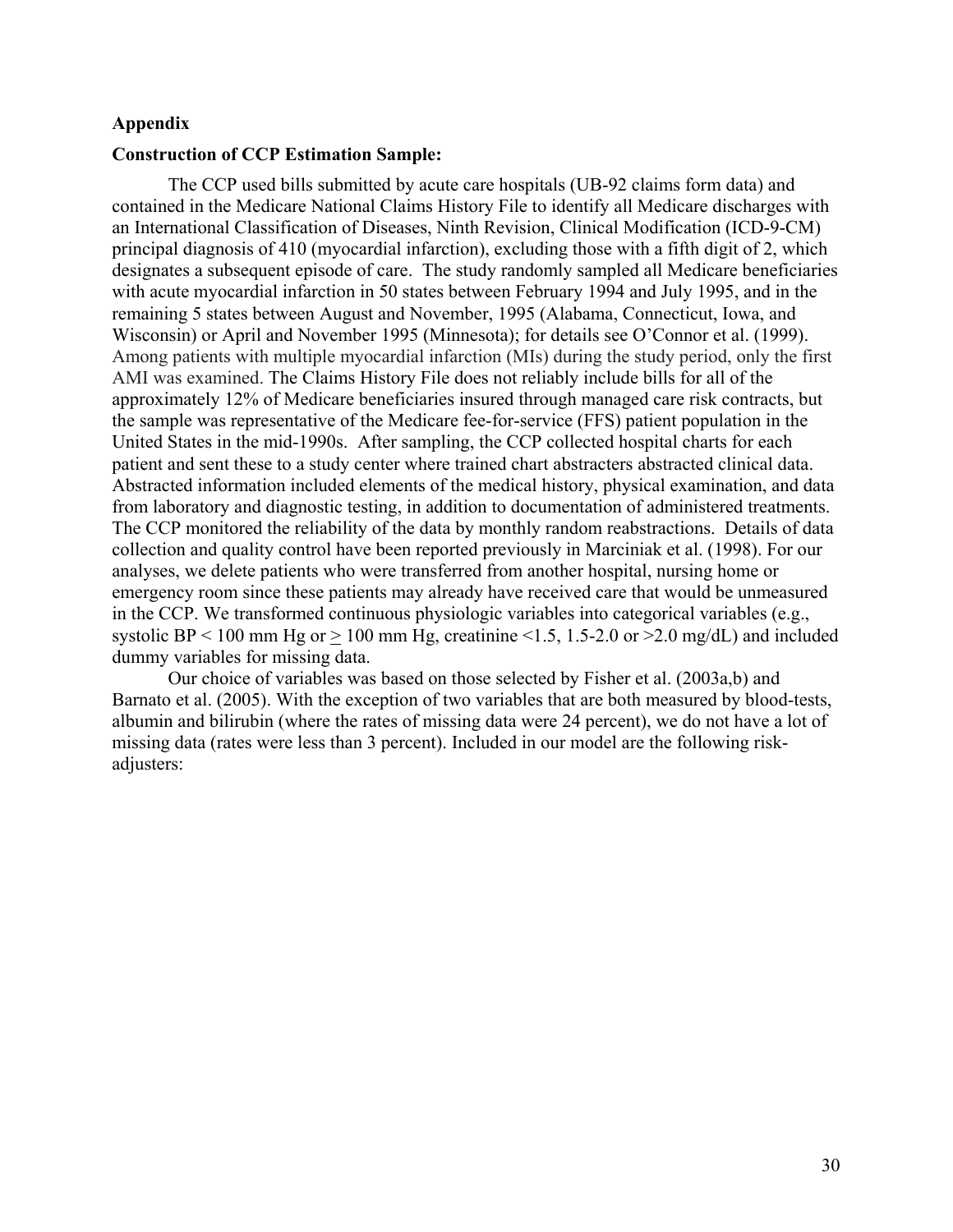## Appendix

### Construction of CCP Estimation Sample:

The CCP used bills submitted by acute care hospitals (UB-92 claims form data) and contained in the Medicare National Claims History File to identify all Medicare discharges with an International Classification of Diseases, Ninth Revision, Clinical Modification (ICD-9-CM) principal diagnosis of 410 (myocardial infarction), excluding those with a fifth digit of 2, which designates a subsequent episode of care. The study randomly sampled all Medicare beneficiaries with acute myocardial infarction in 50 states between February 1994 and July 1995, and in the remaining 5 states between August and November, 1995 (Alabama, Connecticut, Iowa, and Wisconsin) or April and November 1995 (Minnesota); for details see O'Connor et al. (1999). Among patients with multiple myocardial infarction (MIs) during the study period, only the first AMI was examined. The Claims History File does not reliably include bills for all of the approximately 12% of Medicare beneficiaries insured through managed care risk contracts, but the sample was representative of the Medicare fee-for-service (FFS) patient population in the United States in the mid-1990s. After sampling, the CCP collected hospital charts for each patient and sent these to a study center where trained chart abstracters abstracted clinical data. Abstracted information included elements of the medical history, physical examination, and data from laboratory and diagnostic testing, in addition to documentation of administered treatments. The CCP monitored the reliability of the data by monthly random reabstractions. Details of data collection and quality control have been reported previously in Marciniak et al. (1998). For our analyses, we delete patients who were transferred from another hospital, nursing home or emergency room since these patients may already have received care that would be unmeasured in the CCP. We transformed continuous physiologic variables into categorical variables (e.g., systolic BP < 100 mm Hg or ≥ 100 mm Hg, creatinine <1.5, 1.5-2.0 or >2.0 mg/dL) and included dummy variables for missing data.

Our choice of variables was based on those selected by Fisher et al. (2003a,b) and Barnato et al. (2005). With the exception of two variables that are both measured by blood-tests, albumin and bilirubin (where the rates of missing data were 24 percent), we do not have a lot of missing data (rates were less than 3 percent). Included in our model are the following risk-adjusters: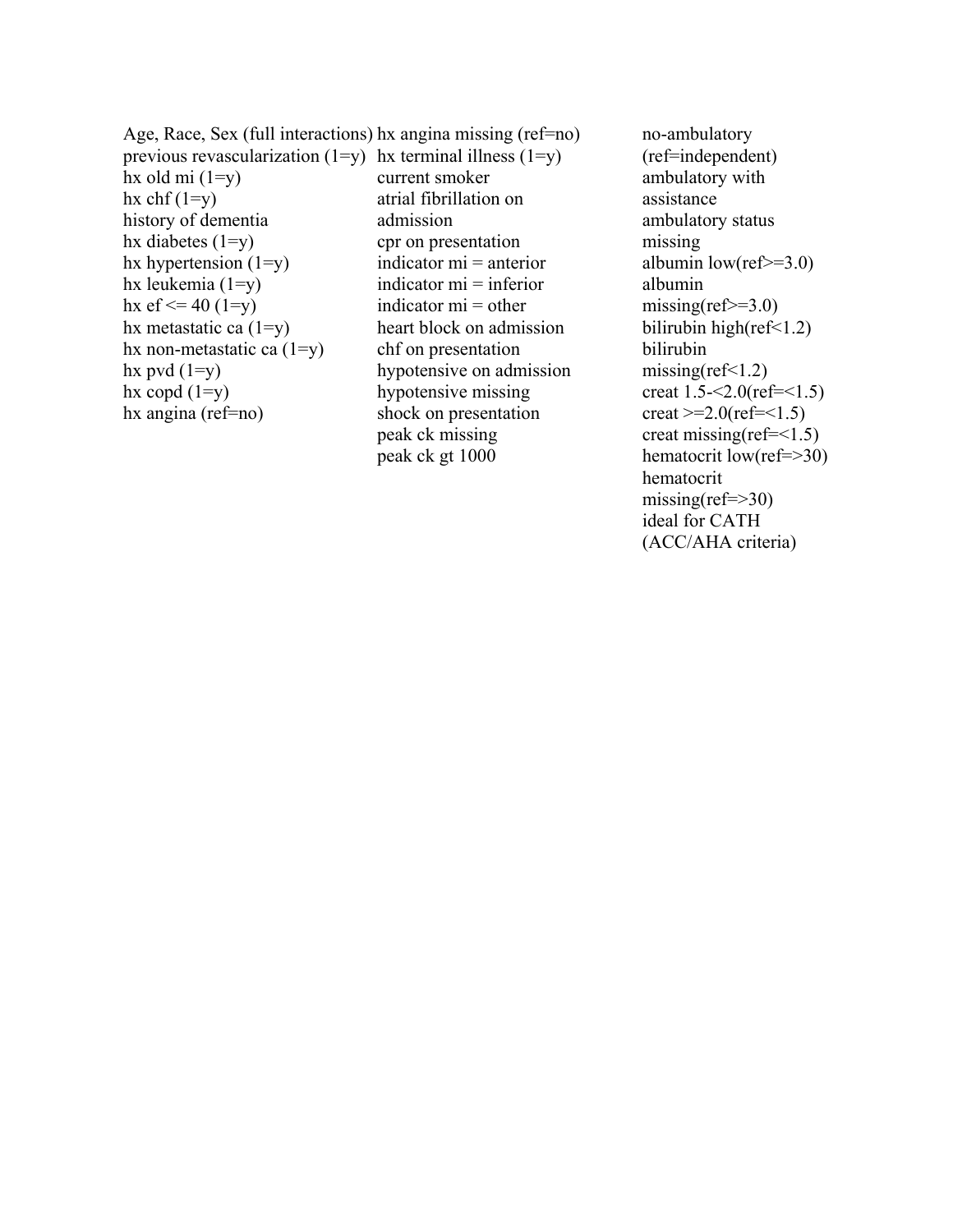Age, Race, Sex (full interactions)
previous revascularization (1=y)
hx old mi (1=y)
hx chf (1=y)
history of dementia
hx diabetes (1=y)
hx hypertension (1=y)
hx leukemia (1=y)
hx ef <= 40 (1=y)
hx metastatic ca (1=y)
hx non-metastatic ca (1=y)
hx pvd (1=y)
hx copd (1=y)
hx angina (ref=no)

hx angina missing (ref=no)
hx terminal illness (1=y)
current smoker
atrial fibrillation on admission
cpr on presentation
indicator mi = anterior
indicator mi = inferior
indicator mi = other
heart block on admission
chf on presentation
hypotensive on admission
hypotensive missing
shock on presentation
peak ck missing
peak ck gt 1000

no-ambulatory (ref=independent)
ambulatory with assistance
ambulatory status missing
albumin low(ref>=3.0)
albumin missing(ref>=3.0)
bilirubin high(ref<1.2)
bilirubin missing(ref<1.2)
creat 1.5-<2.0(ref=<1.5)
creat >=2.0(ref=<1.5)
creat missing(ref=<1.5)
hematocrit low(ref=>30)
hematocrit missing(ref=>30)
ideal for CATH (ACC/AHA criteria)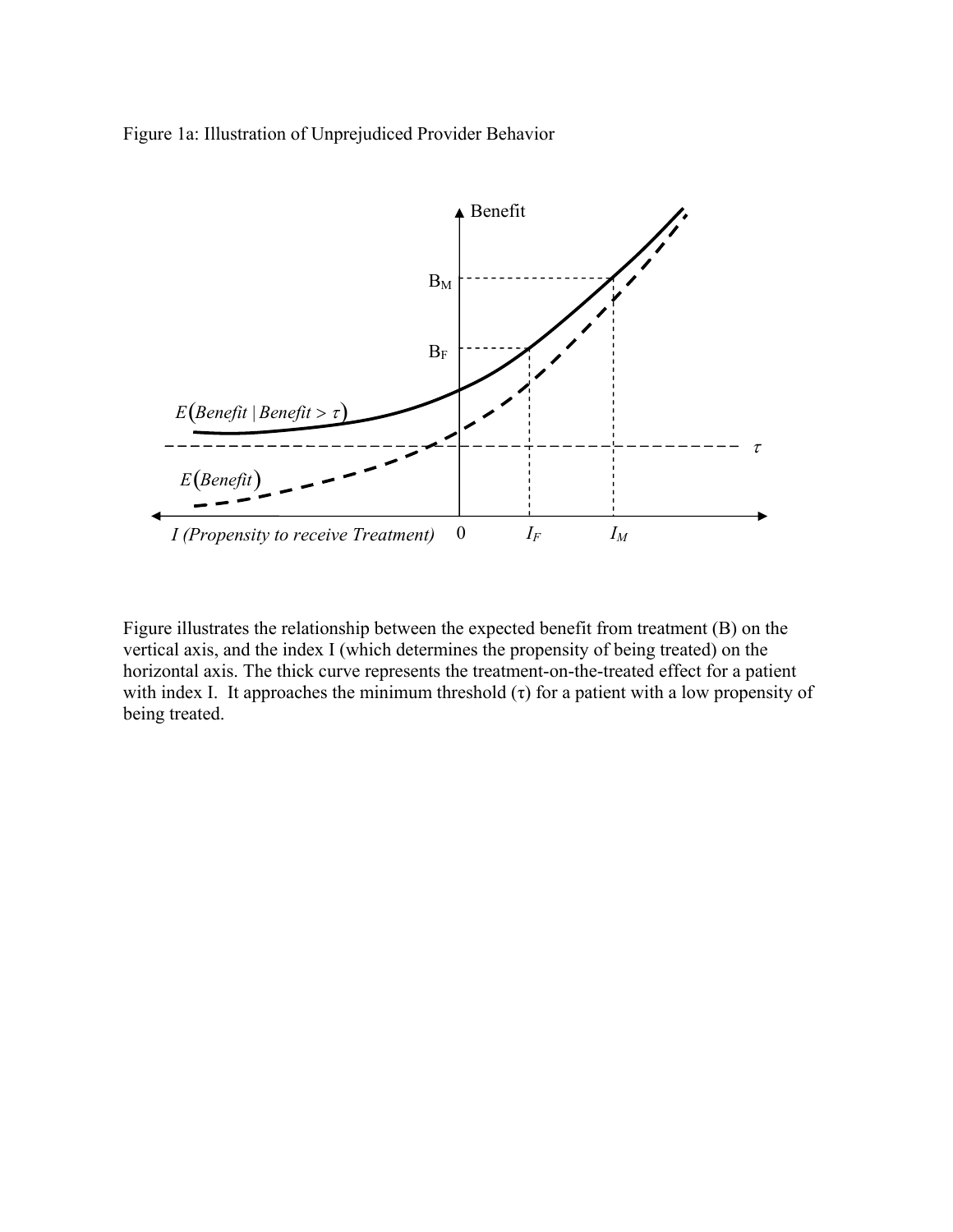Figure 1a: Illustration of Unprejudiced Provider Behavior

Figure illustrates the relationship between the expected benefit from treatment (B) on the vertical axis, and the index I (which determines the propensity of being treated) on the horizontal axis. The thick curve represents the treatment-on-the-treated effect for a patient with index I. It approaches the minimum threshold ($\tau$) for a patient with a low propensity of being treated.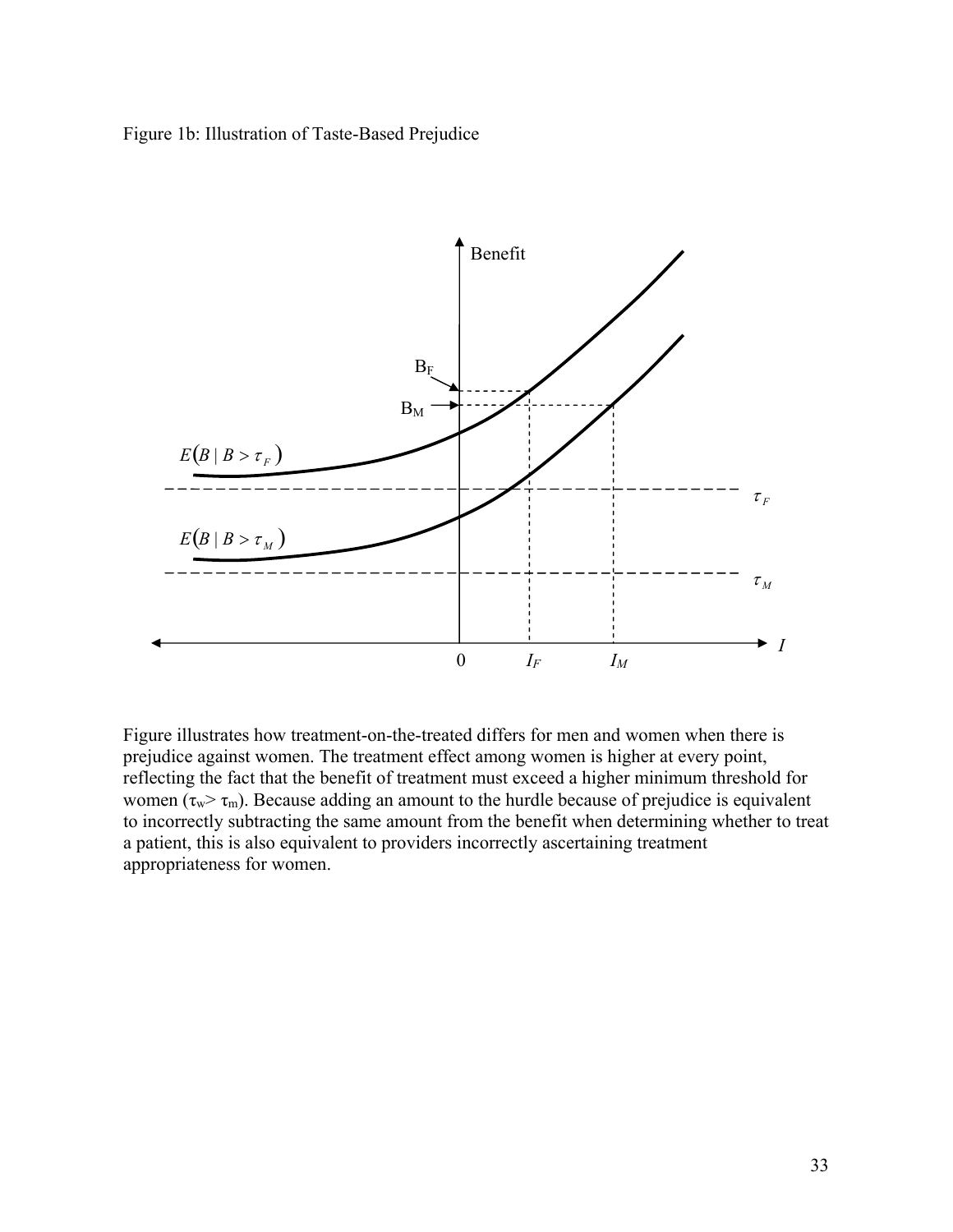Figure 1b: Illustration of Taste-Based Prejudice

Figure illustrates how treatment-on-the-treated differs for men and women when there is prejudice against women. The treatment effect among women is higher at every point, reflecting the fact that the benefit of treatment must exceed a higher minimum threshold for women ($\tau_w > \tau_m$). Because adding an amount to the hurdle because of prejudice is equivalent to incorrectly subtracting the same amount from the benefit when determining whether to treat a patient, this is also equivalent to providers incorrectly ascertaining treatment appropriateness for women.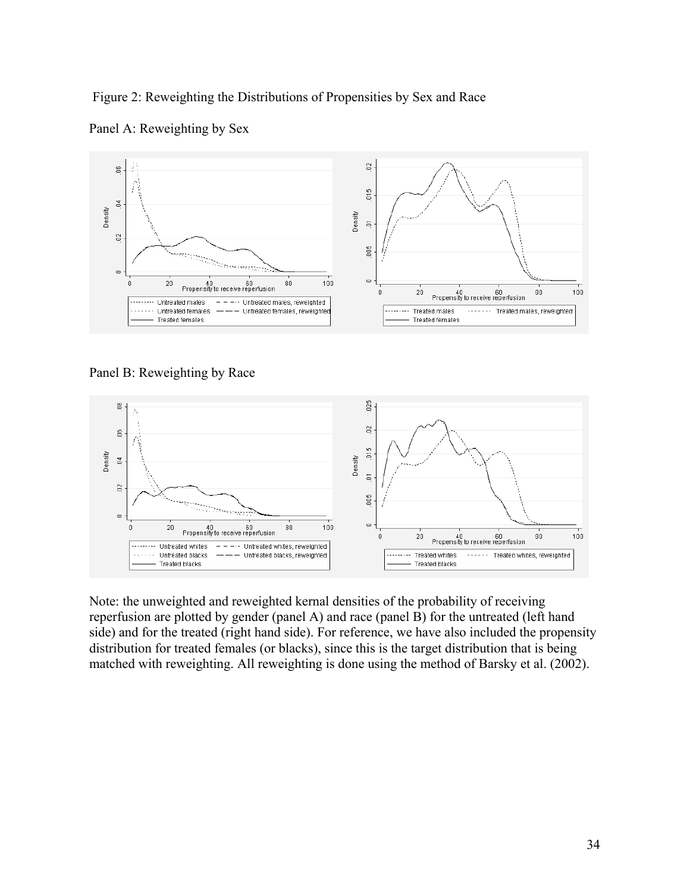Figure 2: Reweighting the Distributions of Propensities by Sex and Race

Panel A: Reweighting by Sex

Panel B: Reweighting by Race

Note: the unweighted and reweighted kernal densities of the probability of receiving reperfusion are plotted by gender (panel A) and race (panel B) for the untreated (left hand side) and for the treated (right hand side). For reference, we have also included the propensity distribution for treated females (or blacks), since this is the target distribution that is being matched with reweighting. All reweighting is done using the method of Barsky et al. (2002).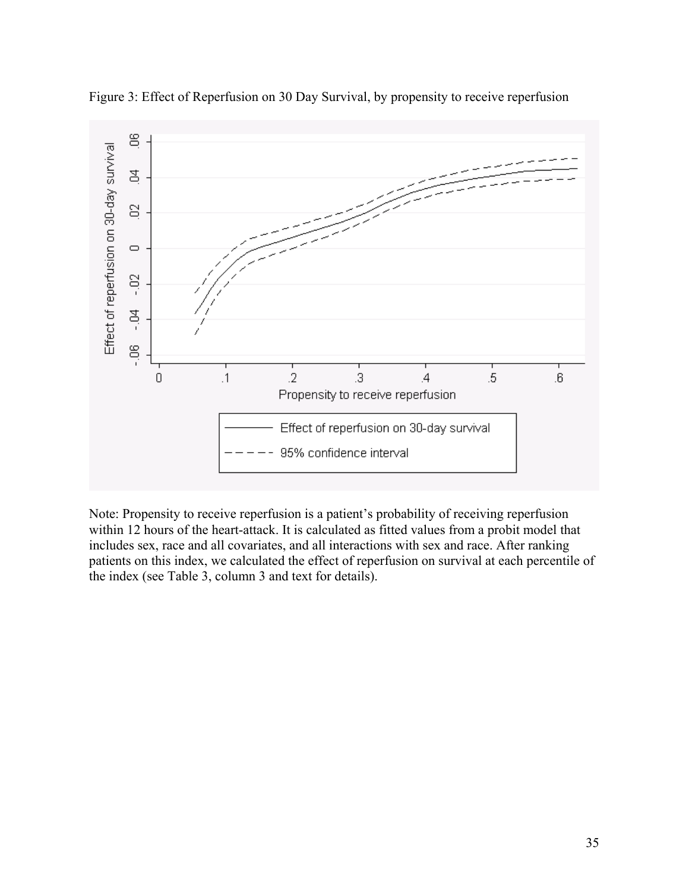Figure 3: Effect of Reperfusion on 30 Day Survival, by propensity to receive reperfusion

Note: Propensity to receive reperfusion is a patient's probability of receiving reperfusion within 12 hours of the heart-attack. It is calculated as fitted values from a probit model that includes sex, race and all covariates, and all interactions with sex and race. After ranking patients on this index, we calculated the effect of reperfusion on survival at each percentile of the index (see Table 3, column 3 and text for details).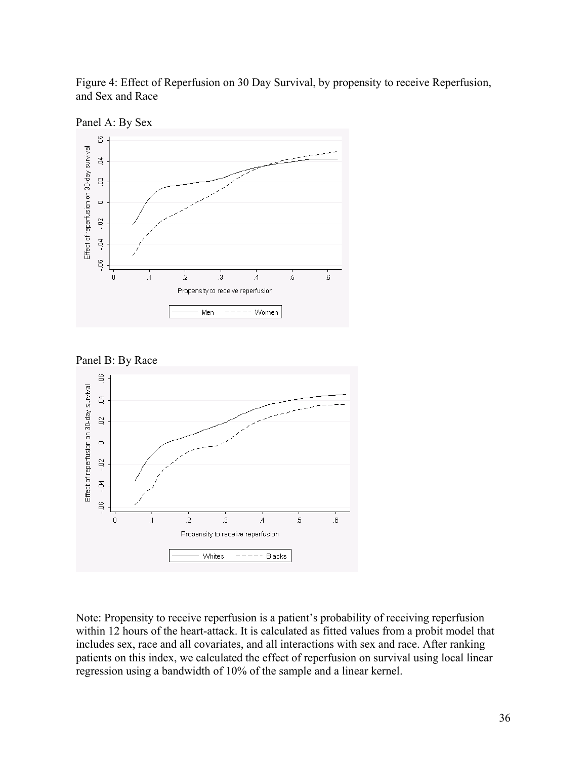Figure 4: Effect of Reperfusion on 30 Day Survival, by propensity to receive Reperfusion, and Sex and Race

Panel A: By Sex

Panel B: By Race

Note: Propensity to receive reperfusion is a patient's probability of receiving reperfusion within 12 hours of the heart-attack. It is calculated as fitted values from a probit model that includes sex, race and all covariates, and all interactions with sex and race. After ranking patients on this index, we calculated the effect of reperfusion on survival using local linear regression using a bandwidth of 10% of the sample and a linear kernel.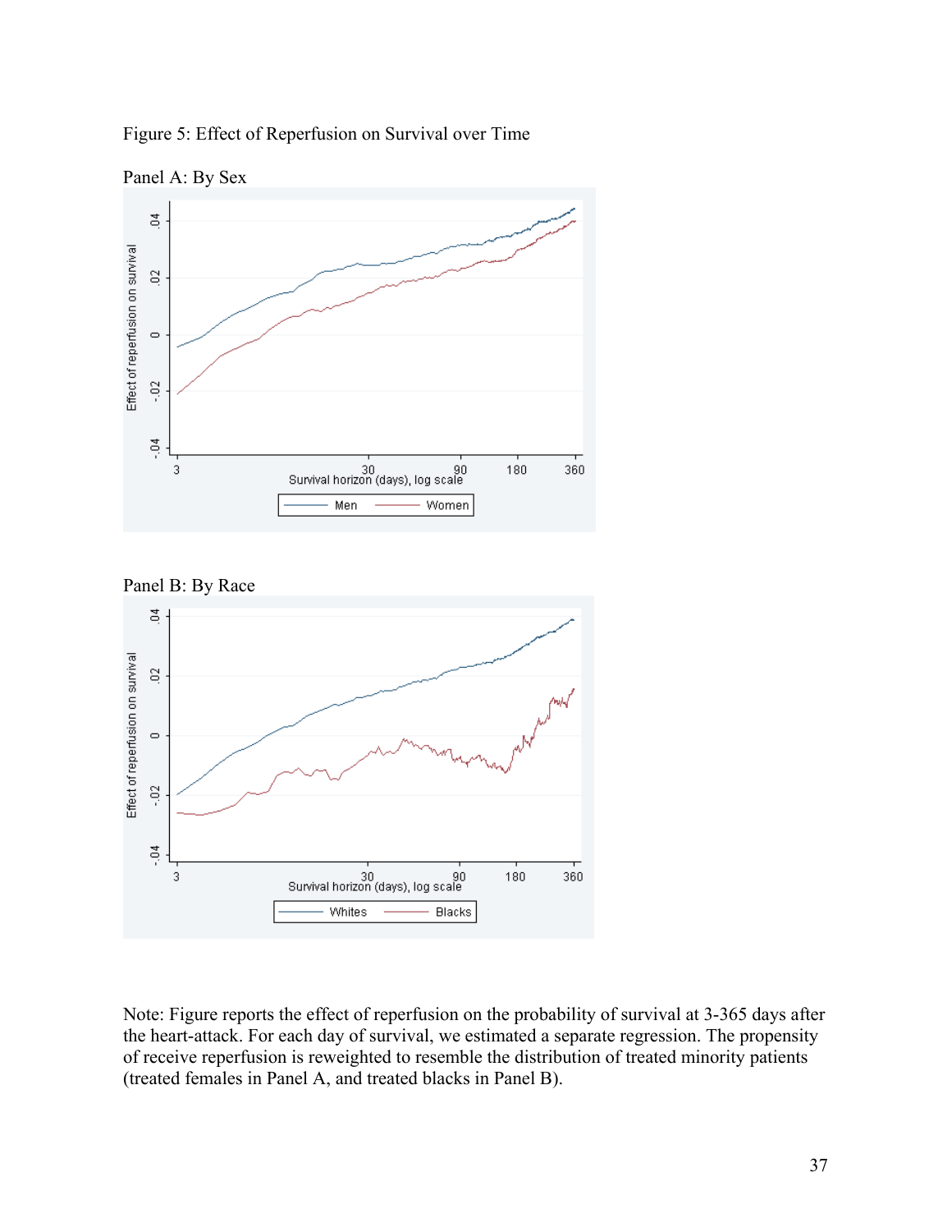Figure 5: Effect of Reperfusion on Survival over Time

Panel A: By Sex

Panel B: By Race

Note: Figure reports the effect of reperfusion on the probability of survival at 3-365 days after the heart-attack. For each day of survival, we estimated a separate regression. The propensity of receive reperfusion is reweighted to resemble the distribution of treated minority patients (treated females in Panel A, and treated blacks in Panel B).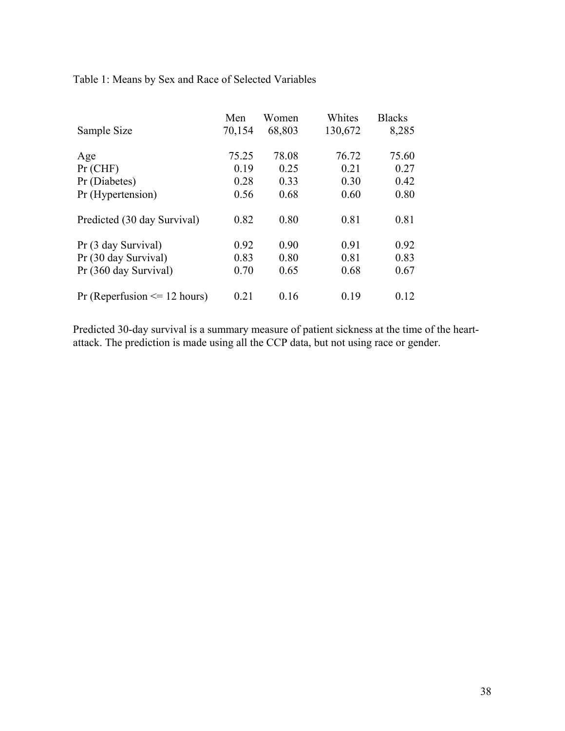Table 1: Means by Sex and Race of Selected Variables

| | Men | Women | Whites | Blacks |
|---|---|---|---|---|
| Sample Size | 70,154 | 68,803 | 130,672 | 8,285 |
| Age | 75.25 | 78.08 | 76.72 | 75.60 |
| Pr (CHF) | 0.19 | 0.25 | 0.21 | 0.27 |
| Pr (Diabetes) | 0.28 | 0.33 | 0.30 | 0.42 |
| Pr (Hypertension) | 0.56 | 0.68 | 0.60 | 0.80 |
| Predicted (30 day Survival) | 0.82 | 0.80 | 0.81 | 0.81 |
| Pr (3 day Survival) | 0.92 | 0.90 | 0.91 | 0.92 |
| Pr (30 day Survival) | 0.83 | 0.80 | 0.81 | 0.83 |
| Pr (360 day Survival) | 0.70 | 0.65 | 0.68 | 0.67 |
| Pr (Reperfusion <= 12 hours) | 0.21 | 0.16 | 0.19 | 0.12 |

Predicted 30-day survival is a summary measure of patient sickness at the time of the heart-attack. The prediction is made using all the CCP data, but not using race or gender.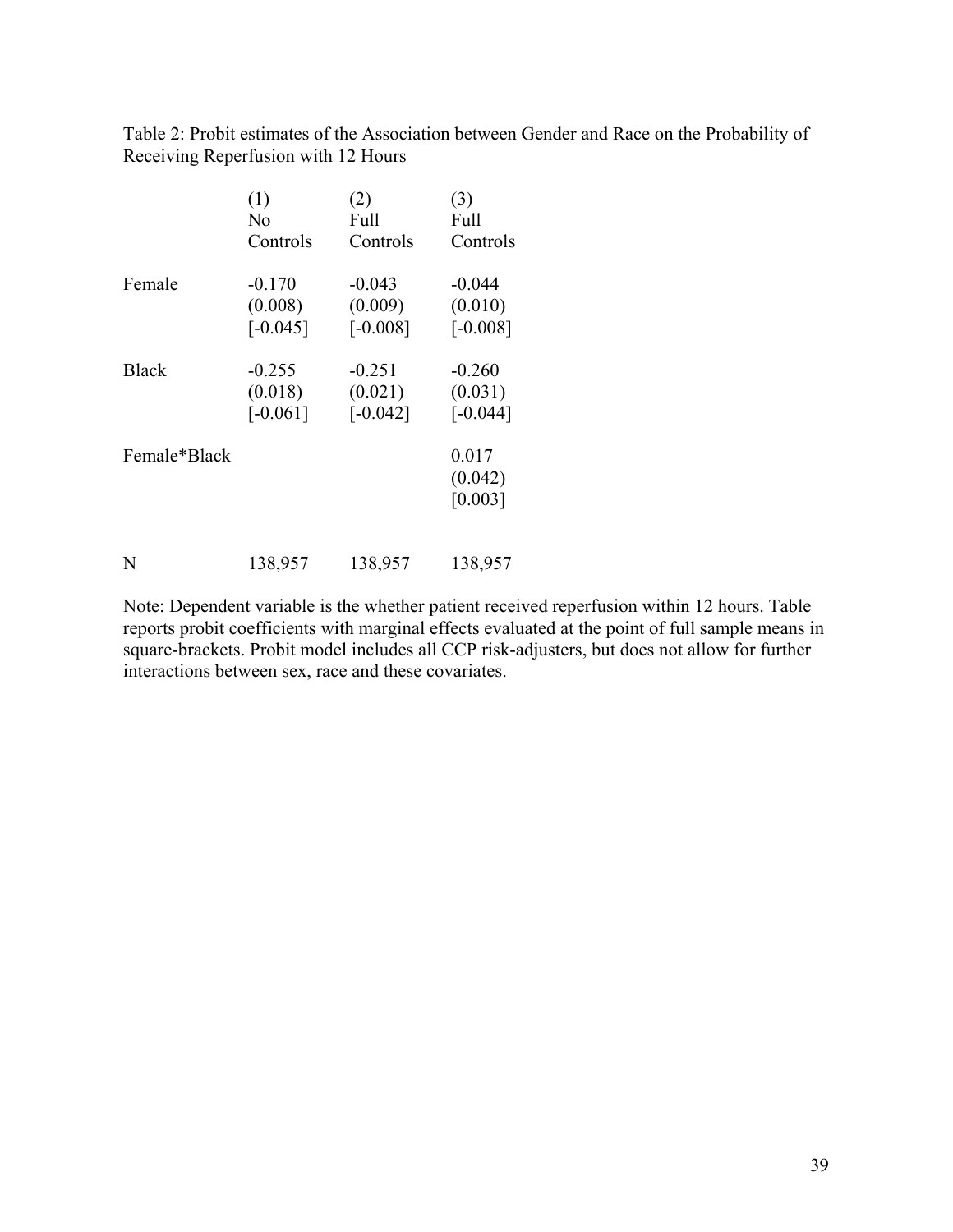Table 2: Probit estimates of the Association between Gender and Race on the Probability of Receiving Reperfusion with 12 Hours

| | (1) No Controls | (2) Full Controls | (3) Full Controls |
|---|---|---|---|
| Female | -0.170 | -0.043 | -0.044 |
| | (0.008) | (0.009) | (0.010) |
| | [-0.045] | [-0.008] | [-0.008] |
| Black | -0.255 | -0.251 | -0.260 |
| | (0.018) | (0.021) | (0.031) |
| | [-0.061] | [-0.042] | [-0.044] |
| Female*Black | | | 0.017 |
| | | | (0.042) |
| | | | [0.003] |
| N | 138,957 | 138,957 | 138,957 |

Note: Dependent variable is the whether patient received reperfusion within 12 hours. Table reports probit coefficients with marginal effects evaluated at the point of full sample means in square-brackets. Probit model includes all CCP risk-adjusters, but does not allow for further interactions between sex, race and these covariates.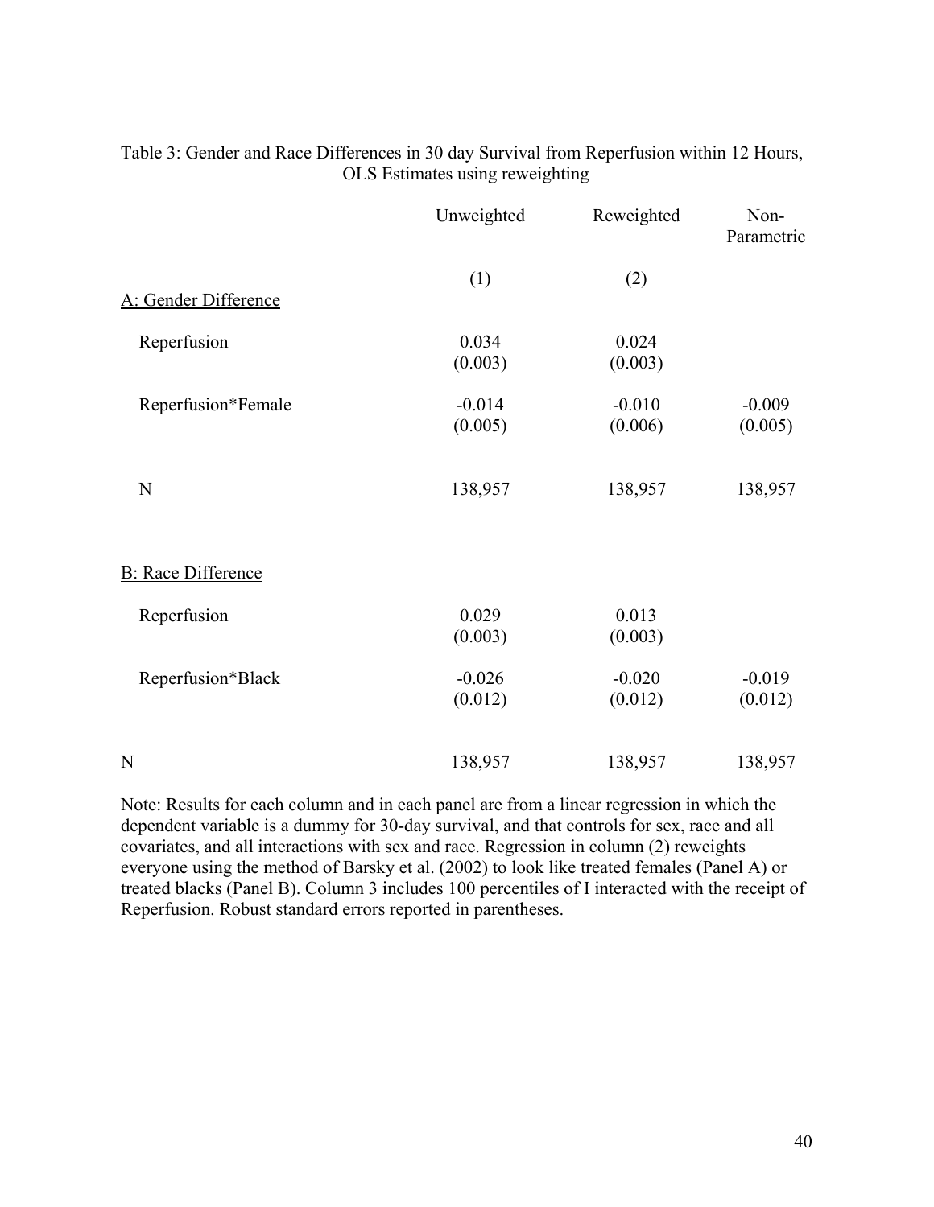Table 3: Gender and Race Differences in 30 day Survival from Reperfusion within 12 Hours, OLS Estimates using reweighting

| | Unweighted | Reweighted | Non-Parametric |
|---|---|---|---|
| | (1) | (2) | |
| A: Gender Difference | | | |
| Reperfusion | 0.034<br>(0.003) | 0.024<br>(0.003) | |
| Reperfusion*Female | -0.014<br>(0.005) | -0.010<br>(0.006) | -0.009<br>(0.005) |
| N | 138,957 | 138,957 | 138,957 |
| B: Race Difference | | | |
| Reperfusion | 0.029<br>(0.003) | 0.013<br>(0.003) | |
| Reperfusion*Black | -0.026<br>(0.012) | -0.020<br>(0.012) | -0.019<br>(0.012) |
| N | 138,957 | 138,957 | 138,957 |

Note: Results for each column and in each panel are from a linear regression in which the dependent variable is a dummy for 30-day survival, and that controls for sex, race and all covariates, and all interactions with sex and race. Regression in column (2) reweights everyone using the method of Barsky et al. (2002) to look like treated females (Panel A) or treated blacks (Panel B). Column 3 includes 100 percentiles of I interacted with the receipt of Reperfusion. Robust standard errors reported in parentheses.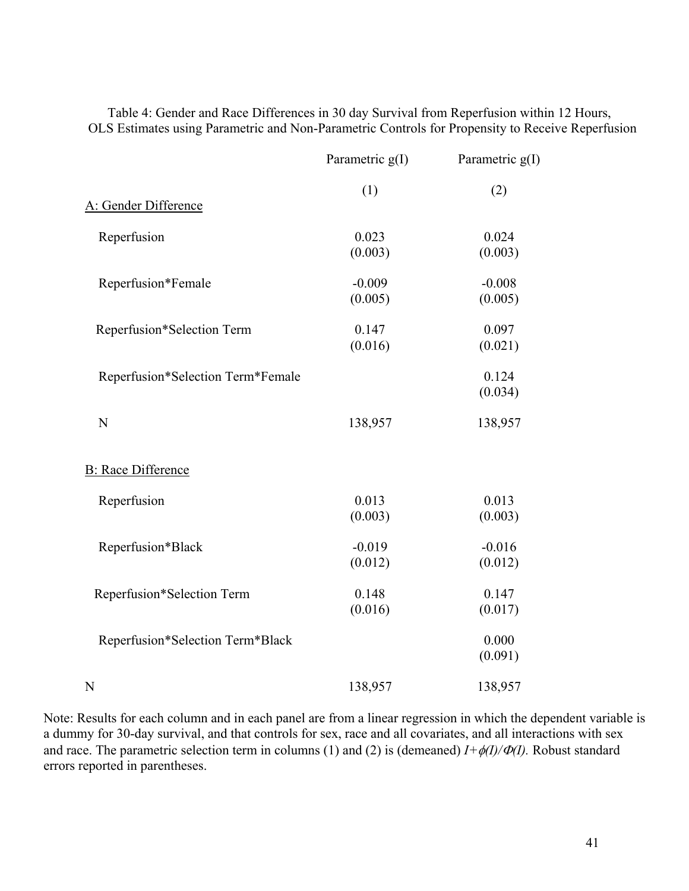Table 4: Gender and Race Differences in 30 day Survival from Reperfusion within 12 Hours, OLS Estimates using Parametric and Non-Parametric Controls for Propensity to Receive Reperfusion

| | Parametric g(I) | Parametric g(I) |
|---|---|---|
| | (1) | (2) |
| A: Gender Difference | | |
| Reperfusion | 0.023 | 0.024 |
| | (0.003) | (0.003) |
| Reperfusion*Female | -0.009 | -0.008 |
| | (0.005) | (0.005) |
| Reperfusion*Selection Term | 0.147 | 0.097 |
| | (0.016) | (0.021) |
| Reperfusion*Selection Term*Female | | 0.124 |
| | | (0.034) |
| N | 138,957 | 138,957 |
| B: Race Difference | | |
| Reperfusion | 0.013 | 0.013 |
| | (0.003) | (0.003) |
| Reperfusion*Black | -0.019 | -0.016 |
| | (0.012) | (0.012) |
| Reperfusion*Selection Term | 0.148 | 0.147 |
| | (0.016) | (0.017) |
| Reperfusion*Selection Term*Black | | 0.000 |
| | | (0.091) |
| N | 138,957 | 138,957 |

Note: Results for each column and in each panel are from a linear regression in which the dependent variable is a dummy for 30-day survival, and that controls for sex, race and all covariates, and all interactions with sex and race. The parametric selection term in columns (1) and (2) is (demeaned) $I+\phi(I)/\Phi(I)$. Robust standard errors reported in parentheses.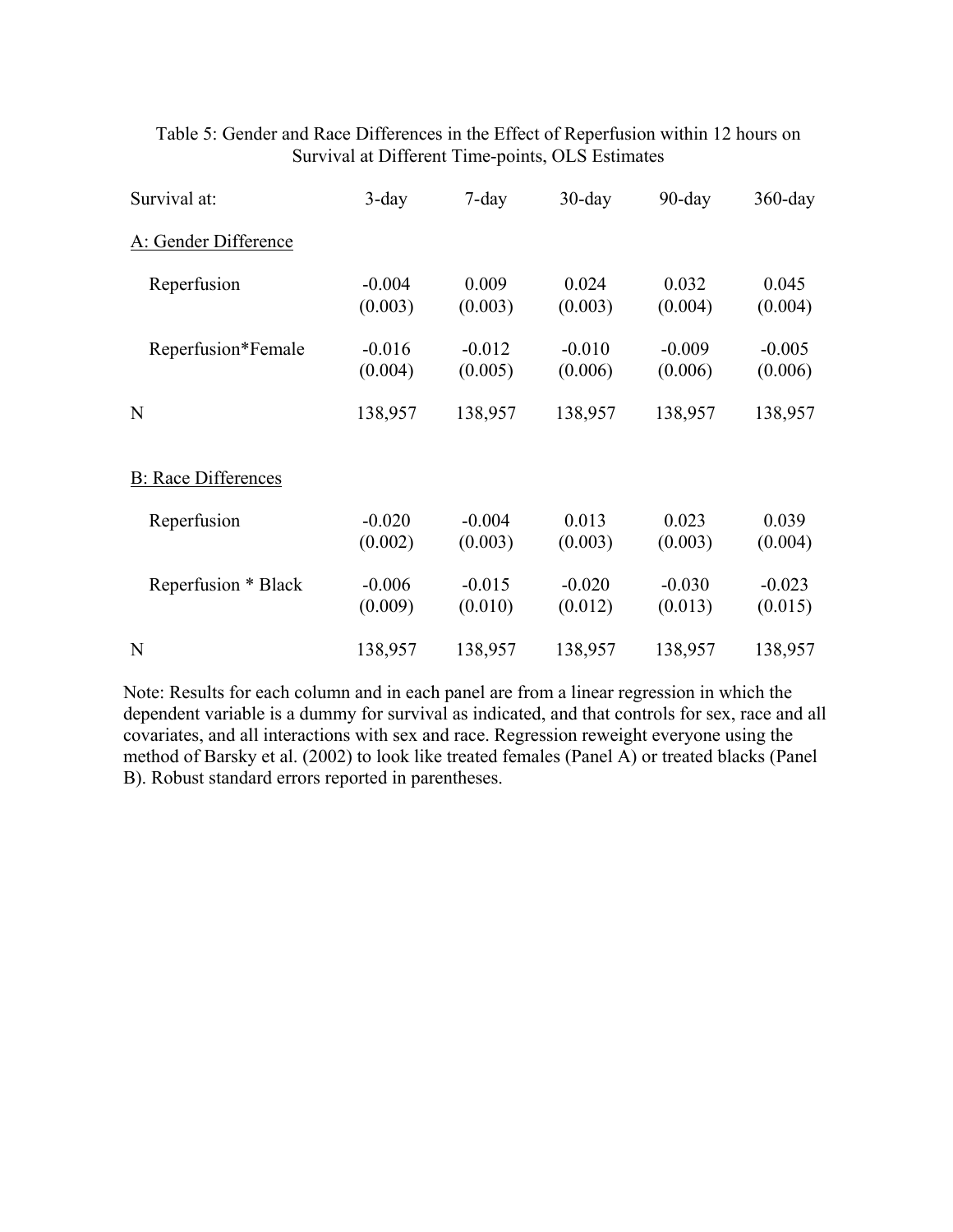Table 5: Gender and Race Differences in the Effect of Reperfusion within 12 hours on Survival at Different Time-points, OLS Estimates

| Survival at: | 3-day | 7-day | 30-day | 90-day | 360-day |
|---|---|---|---|---|---|
| A: Gender Difference | | | | | |
| Reperfusion | -0.004 | 0.009 | 0.024 | 0.032 | 0.045 |
| | (0.003) | (0.003) | (0.003) | (0.004) | (0.004) |
| Reperfusion*Female | -0.016 | -0.012 | -0.010 | -0.009 | -0.005 |
| | (0.004) | (0.005) | (0.006) | (0.006) | (0.006) |
| N | 138,957 | 138,957 | 138,957 | 138,957 | 138,957 |
| B: Race Differences | | | | | |
| Reperfusion | -0.020 | -0.004 | 0.013 | 0.023 | 0.039 |
| | (0.002) | (0.003) | (0.003) | (0.003) | (0.004) |
| Reperfusion * Black | -0.006 | -0.015 | -0.020 | -0.030 | -0.023 |
| | (0.009) | (0.010) | (0.012) | (0.013) | (0.015) |
| N | 138,957 | 138,957 | 138,957 | 138,957 | 138,957 |

Note: Results for each column and in each panel are from a linear regression in which the dependent variable is a dummy for survival as indicated, and that controls for sex, race and all covariates, and all interactions with sex and race. Regression reweight everyone using the method of Barsky et al. (2002) to look like treated females (Panel A) or treated blacks (Panel B). Robust standard errors reported in parentheses.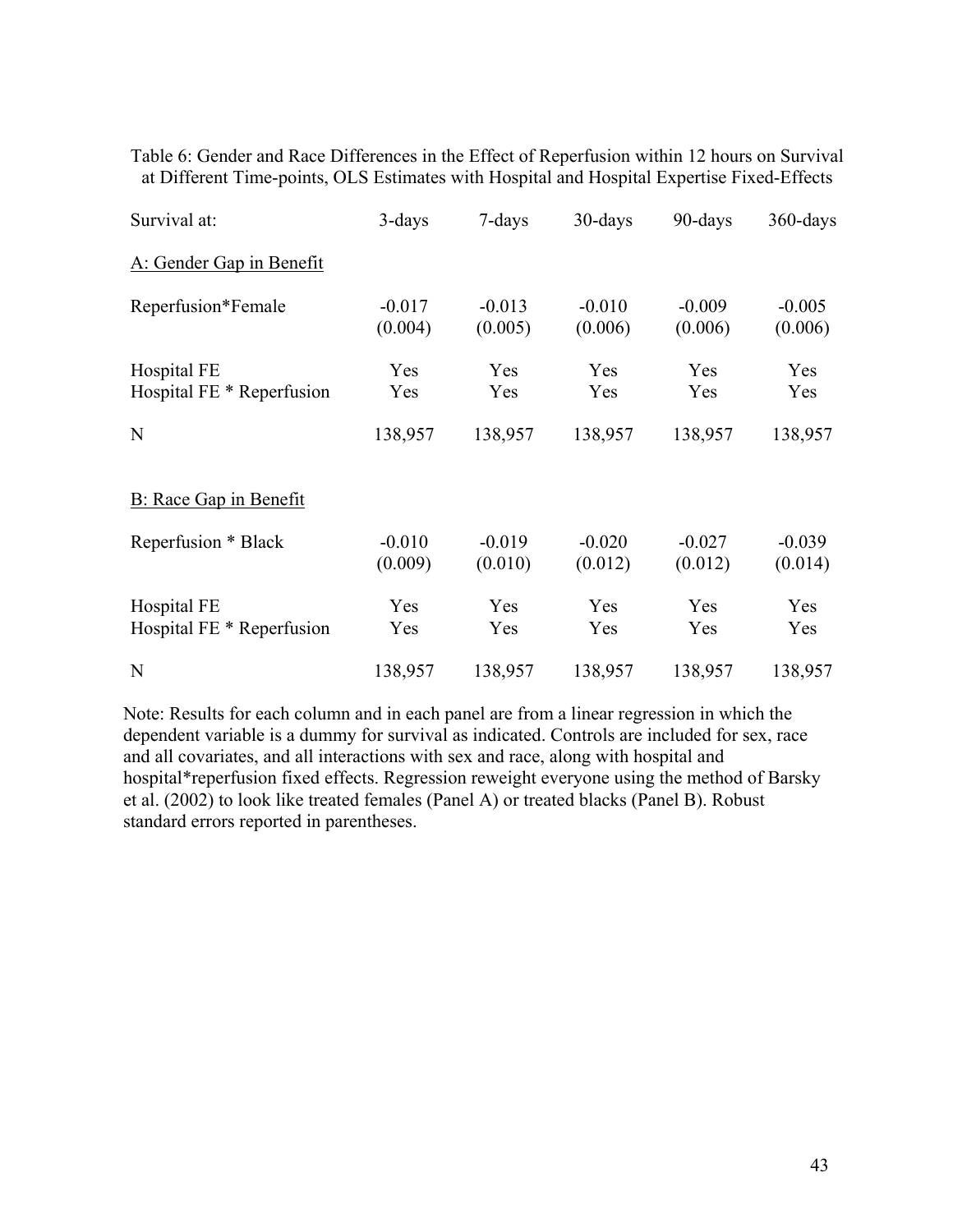Table 6: Gender and Race Differences in the Effect of Reperfusion within 12 hours on Survival at Different Time-points, OLS Estimates with Hospital and Hospital Expertise Fixed-Effects

| Survival at: | 3-days | 7-days | 30-days | 90-days | 360-days |
|---|---|---|---|---|---|
| A: Gender Gap in Benefit | | | | | |
| Reperfusion*Female | -0.017 | -0.013 | -0.010 | -0.009 | -0.005 |
| | (0.004) | (0.005) | (0.006) | (0.006) | (0.006) |
| Hospital FE | Yes | Yes | Yes | Yes | Yes |
| Hospital FE * Reperfusion | Yes | Yes | Yes | Yes | Yes |
| N | 138,957 | 138,957 | 138,957 | 138,957 | 138,957 |
| B: Race Gap in Benefit | | | | | |
| Reperfusion * Black | -0.010 | -0.019 | -0.020 | -0.027 | -0.039 |
| | (0.009) | (0.010) | (0.012) | (0.012) | (0.014) |
| Hospital FE | Yes | Yes | Yes | Yes | Yes |
| Hospital FE * Reperfusion | Yes | Yes | Yes | Yes | Yes |
| N | 138,957 | 138,957 | 138,957 | 138,957 | 138,957 |

Note: Results for each column and in each panel are from a linear regression in which the dependent variable is a dummy for survival as indicated. Controls are included for sex, race and all covariates, and all interactions with sex and race, along with hospital and hospital*reperfusion fixed effects. Regression reweight everyone using the method of Barsky et al. (2002) to look like treated females (Panel A) or treated blacks (Panel B). Robust standard errors reported in parentheses.